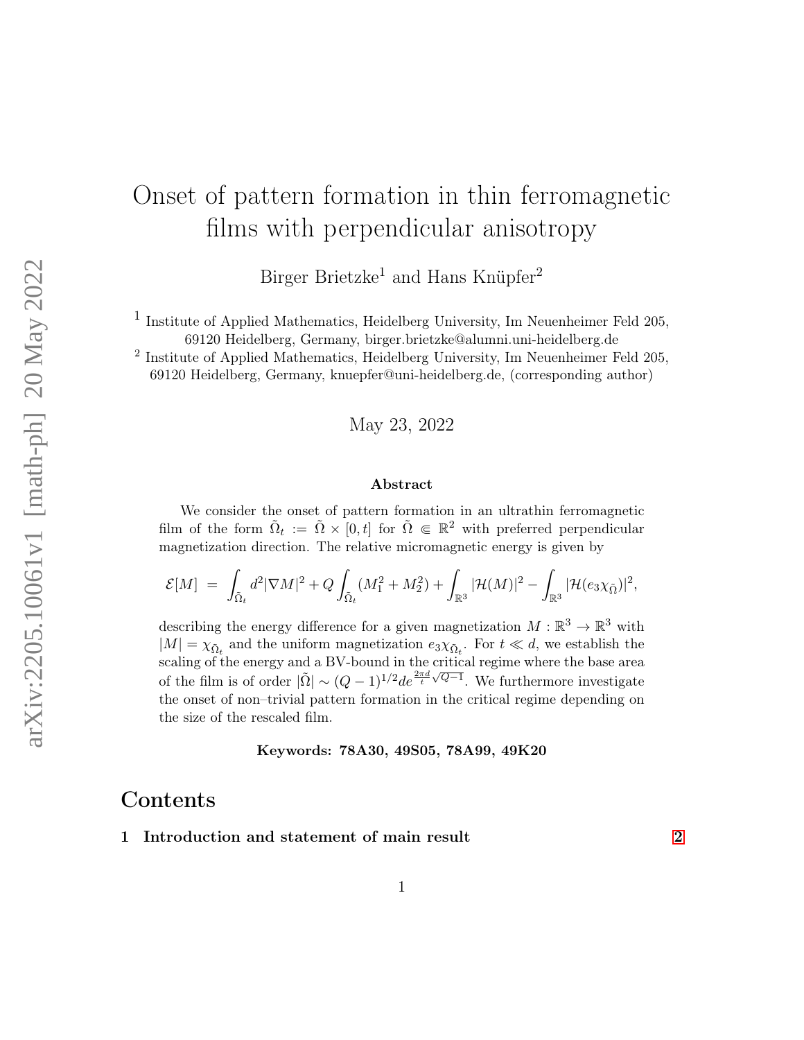# Onset of pattern formation in thin ferromagnetic films with perpendicular anisotropy

Birger Brietzke[1] and Hans Knüpfer[2]

[1] Institute of Applied Mathematics, Heidelberg University, Im Neuenheimer Feld 205, 69120 Heidelberg, Germany, birger.brietzke@alumni.uni-heidelberg.de

[2] Institute of Applied Mathematics, Heidelberg University, Im Neuenheimer Feld 205, 69120 Heidelberg, Germany, knuepfer@uni-heidelberg.de, (corresponding author)

May 23, 2022

### Abstract

We consider the onset of pattern formation in an ultrathin ferromagnetic film of the form $\tilde{\Omega}_t := \tilde{\Omega} \times [0, t]$ for $\tilde{\Omega} \Subset \mathbb{R}^2$ with preferred perpendicular magnetization direction. The relative micromagnetic energy is given by

$$\mathcal{E}[M] \;=\; \int_{\tilde{\Omega}_t} d^2 |\nabla M|^2 + Q \int_{\tilde{\Omega}_t} (M_1^2 + M_2^2) + \int_{\mathbb{R}^3} |\mathcal{H}(M)|^2 - \int_{\mathbb{R}^3} |\mathcal{H}(e_3 \chi_{\tilde{\Omega}})|^2,$$

describing the energy difference for a given magnetization $M : \mathbb{R}^3 \to \mathbb{R}^3$ with $|M| = \chi_{\tilde{\Omega}_t}$ and the uniform magnetization $e_3 \chi_{\tilde{\Omega}_t}$. For $t \ll d$, we establish the scaling of the energy and a BV-bound in the critical regime where the base area of the film is of order $|\tilde{\Omega}| \sim (Q-1)^{1/2} d e^{\frac{2\pi d}{t}\sqrt{Q-1}}$. We furthermore investigate the onset of non–trivial pattern formation in the critical regime depending on the size of the rescaled film.

**Keywords: 78A30, 49S05, 78A99, 49K20**

## Contents

**1 Introduction and statement of main result** **2**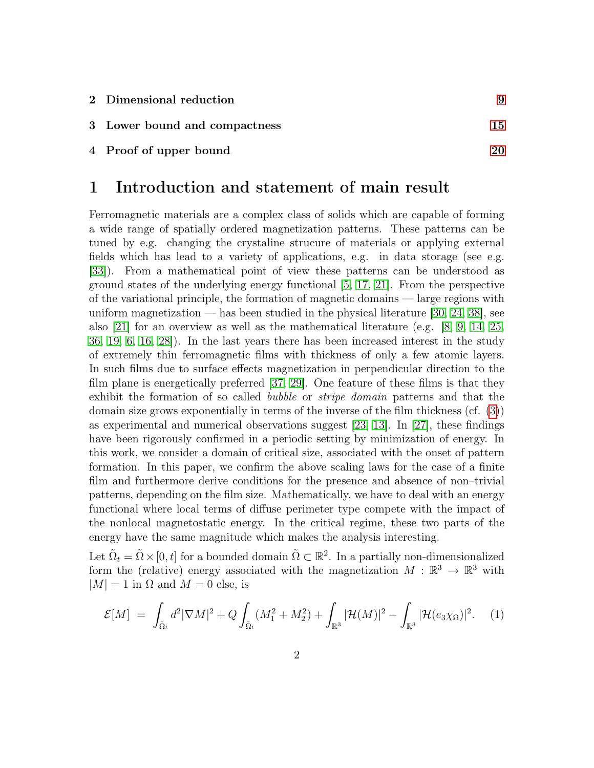2 **Dimensional reduction** 9

3 **Lower bound and compactness** 15

4 **Proof of upper bound** 20

# 1 Introduction and statement of main result

Ferromagnetic materials are a complex class of solids which are capable of forming a wide range of spatially ordered magnetization patterns. These patterns can be tuned by e.g. changing the crystaline strucure of materials or applying external fields which has lead to a variety of applications, e.g. in data storage (see e.g. [33]). From a mathematical point of view these patterns can be understood as ground states of the underlying energy functional [5, 17, 21]. From the perspective of the variational principle, the formation of magnetic domains — large regions with uniform magnetization — has been studied in the physical literature [30, 24, 38], see also [21] for an overview as well as the mathematical literature (e.g. [8, 9, 14, 25, 36, 19, 6, 16, 28]). In the last years there has been increased interest in the study of extremely thin ferromagnetic films with thickness of only a few atomic layers. In such films due to surface effects magnetization in perpendicular direction to the film plane is energetically preferred [37, 29]. One feature of these films is that they exhibit the formation of so called *bubble* or *stripe domain* patterns and that the domain size grows exponentially in terms of the inverse of the film thickness (cf. (3)) as experimental and numerical observations suggest [23, 13]. In [27], these findings have been rigorously confirmed in a periodic setting by minimization of energy. In this work, we consider a domain of critical size, associated with the onset of pattern formation. In this paper, we confirm the above scaling laws for the case of a finite film and furthermore derive conditions for the presence and absence of non–trivial patterns, depending on the film size. Mathematically, we have to deal with an energy functional where local terms of diffuse perimeter type compete with the impact of the nonlocal magnetostatic energy. In the critical regime, these two parts of the energy have the same magnitude which makes the analysis interesting.

Let $\tilde{\Omega}_t = \tilde{\Omega} \times [0, t]$ for a bounded domain $\tilde{\Omega} \subset \mathbb{R}^2$. In a partially non-dimensionalized form the (relative) energy associated with the magnetization $M : \mathbb{R}^3 \to \mathbb{R}^3$ with $|M| = 1$ in $\Omega$ and $M = 0$ else, is

$$\mathcal{E}[M] \; = \; \int_{\tilde{\Omega}_t} d^2 |\nabla M|^2 + Q \int_{\tilde{\Omega}_t} (M_1^2 + M_2^2) + \int_{\mathbb{R}^3} |\mathcal{H}(M)|^2 - \int_{\mathbb{R}^3} |\mathcal{H}(e_3 \chi_\Omega)|^2. \quad (1)$$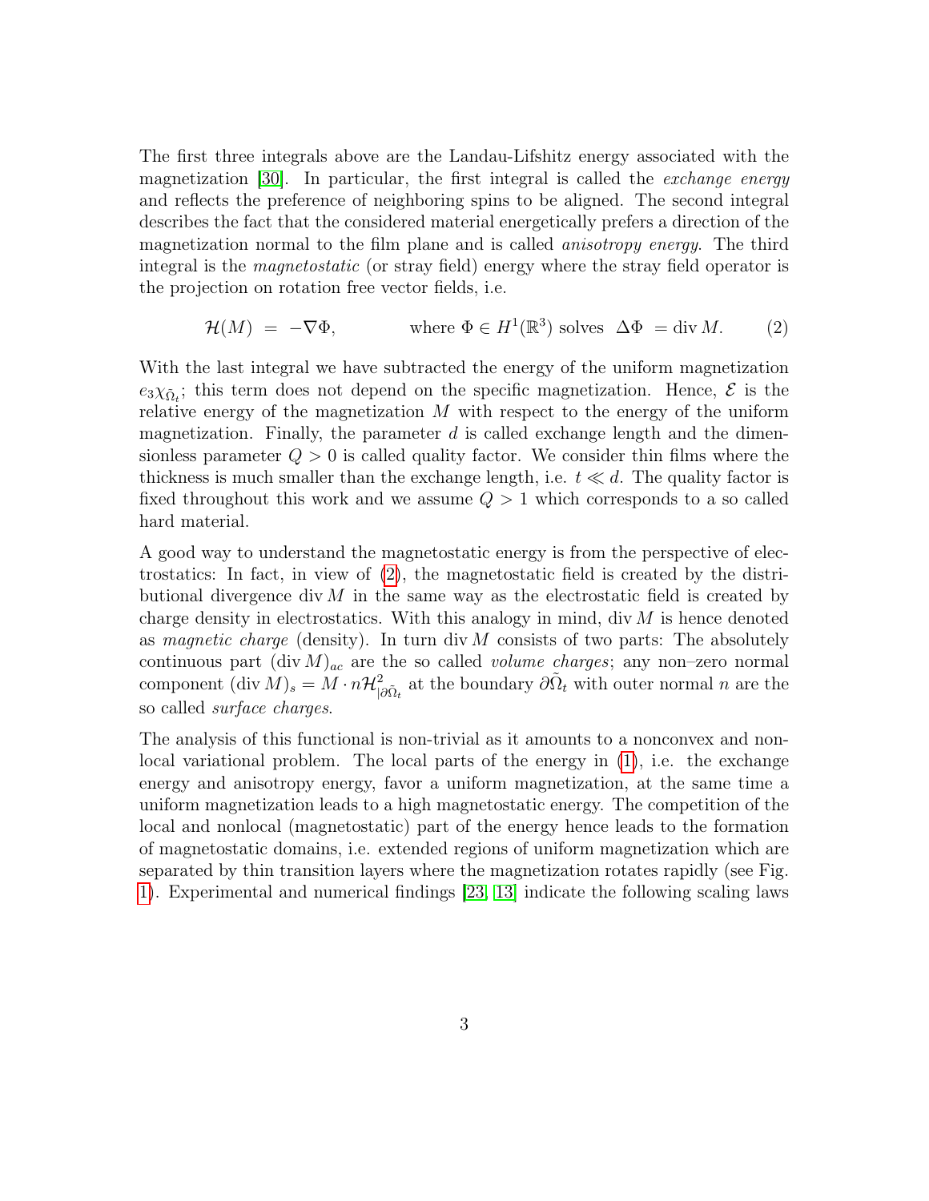The first three integrals above are the Landau-Lifshitz energy associated with the magnetization [30]. In particular, the first integral is called the *exchange energy* and reflects the preference of neighboring spins to be aligned. The second integral describes the fact that the considered material energetically prefers a direction of the magnetization normal to the film plane and is called *anisotropy energy*. The third integral is the *magnetostatic* (or stray field) energy where the stray field operator is the projection on rotation free vector fields, i.e.

$$\mathcal{H}(M) \;=\; -\nabla\Phi, \qquad\qquad \text{where } \Phi \in H^1(\mathbb{R}^3) \text{ solves } \; \Delta\Phi \;= \operatorname{div} M. \tag{2}$$

With the last integral we have subtracted the energy of the uniform magnetization $e_3\chi_{\tilde{\Omega}_t}$; this term does not depend on the specific magnetization. Hence, $\mathcal{E}$ is the relative energy of the magnetization $M$ with respect to the energy of the uniform magnetization. Finally, the parameter $d$ is called exchange length and the dimensionless parameter $Q > 0$ is called quality factor. We consider thin films where the thickness is much smaller than the exchange length, i.e. $t \ll d$. The quality factor is fixed throughout this work and we assume $Q > 1$ which corresponds to a so called hard material.

A good way to understand the magnetostatic energy is from the perspective of electrostatics: In fact, in view of (2), the magnetostatic field is created by the distributional divergence $\operatorname{div} M$ in the same way as the electrostatic field is created by charge density in electrostatics. With this analogy in mind, $\operatorname{div} M$ is hence denoted as *magnetic charge* (density). In turn $\operatorname{div} M$ consists of two parts: The absolutely continuous part $(\operatorname{div} M)_{ac}$ are the so called *volume charges*; any non–zero normal component $(\operatorname{div} M)_s = M \cdot n\mathcal{H}^2_{|\partial\tilde{\Omega}_t}$ at the boundary $\partial\tilde{\Omega}_t$ with outer normal $n$ are the so called *surface charges*.

The analysis of this functional is non-trivial as it amounts to a nonconvex and nonlocal variational problem. The local parts of the energy in (1), i.e. the exchange energy and anisotropy energy, favor a uniform magnetization, at the same time a uniform magnetization leads to a high magnetostatic energy. The competition of the local and nonlocal (magnetostatic) part of the energy hence leads to the formation of magnetostatic domains, i.e. extended regions of uniform magnetization which are separated by thin transition layers where the magnetization rotates rapidly (see Fig. 1). Experimental and numerical findings [23, 13] indicate the following scaling laws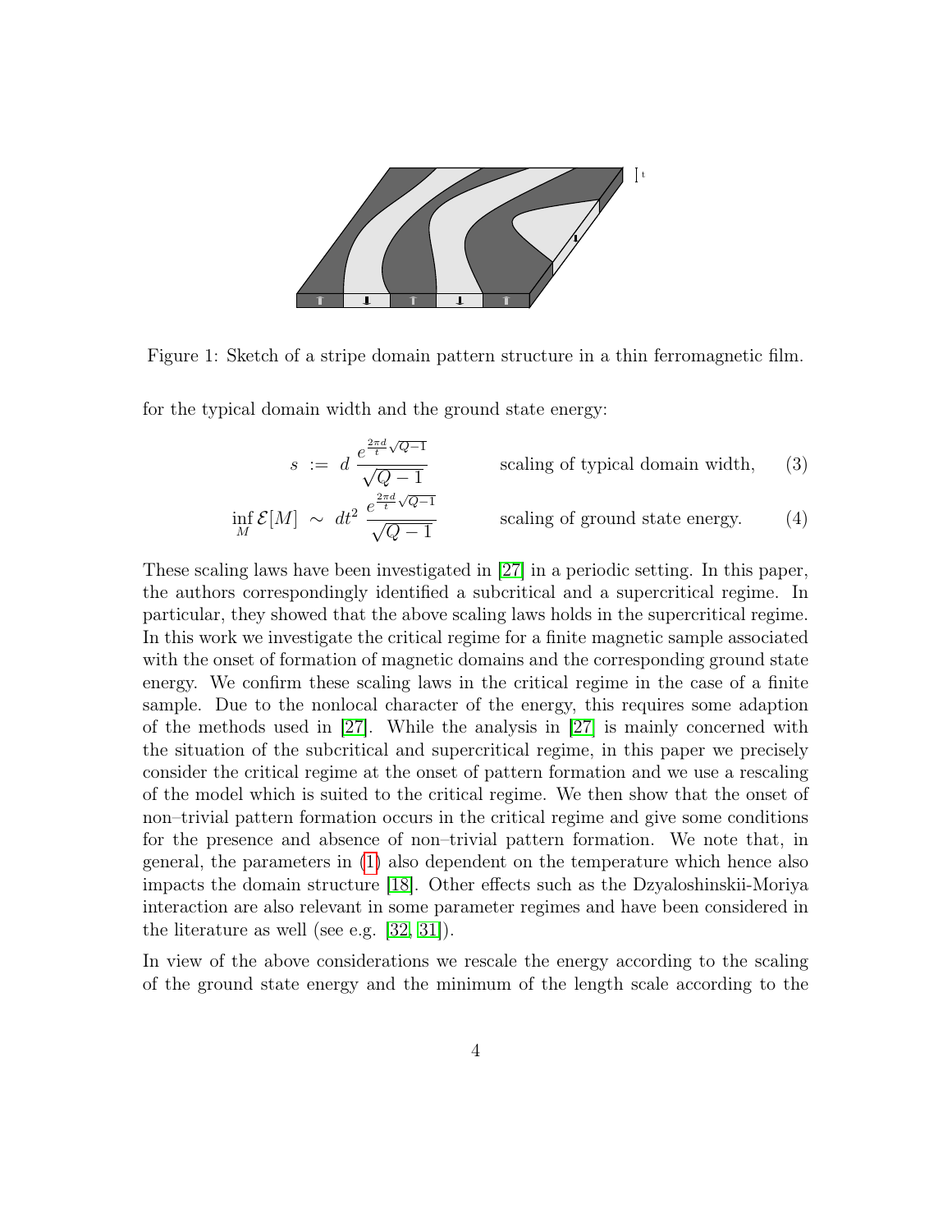Figure 1: Sketch of a stripe domain pattern structure in a thin ferromagnetic film.

for the typical domain width and the ground state energy:

$$s \ := \ d \, \frac{e^{\frac{2\pi d}{t}\sqrt{Q-1}}}{\sqrt{Q-1}} \qquad \text{scaling of typical domain width,} \tag{3}$$

$$\inf_M \mathcal{E}[M] \ \sim \ dt^2 \, \frac{e^{\frac{2\pi d}{t}\sqrt{Q-1}}}{\sqrt{Q-1}} \qquad \text{scaling of ground state energy.} \tag{4}$$

These scaling laws have been investigated in [27] in a periodic setting. In this paper, the authors correspondingly identified a subcritical and a supercritical regime. In particular, they showed that the above scaling laws holds in the supercritical regime. In this work we investigate the critical regime for a finite magnetic sample associated with the onset of formation of magnetic domains and the corresponding ground state energy. We confirm these scaling laws in the critical regime in the case of a finite sample. Due to the nonlocal character of the energy, this requires some adaption of the methods used in [27]. While the analysis in [27] is mainly concerned with the situation of the subcritical and supercritical regime, in this paper we precisely consider the critical regime at the onset of pattern formation and we use a rescaling of the model which is suited to the critical regime. We then show that the onset of non–trivial pattern formation occurs in the critical regime and give some conditions for the presence and absence of non–trivial pattern formation. We note that, in general, the parameters in (1) also dependent on the temperature which hence also impacts the domain structure [18]. Other effects such as the Dzyaloshinskii-Moriya interaction are also relevant in some parameter regimes and have been considered in the literature as well (see e.g. [32, 31]).

In view of the above considerations we rescale the energy according to the scaling of the ground state energy and the minimum of the length scale according to the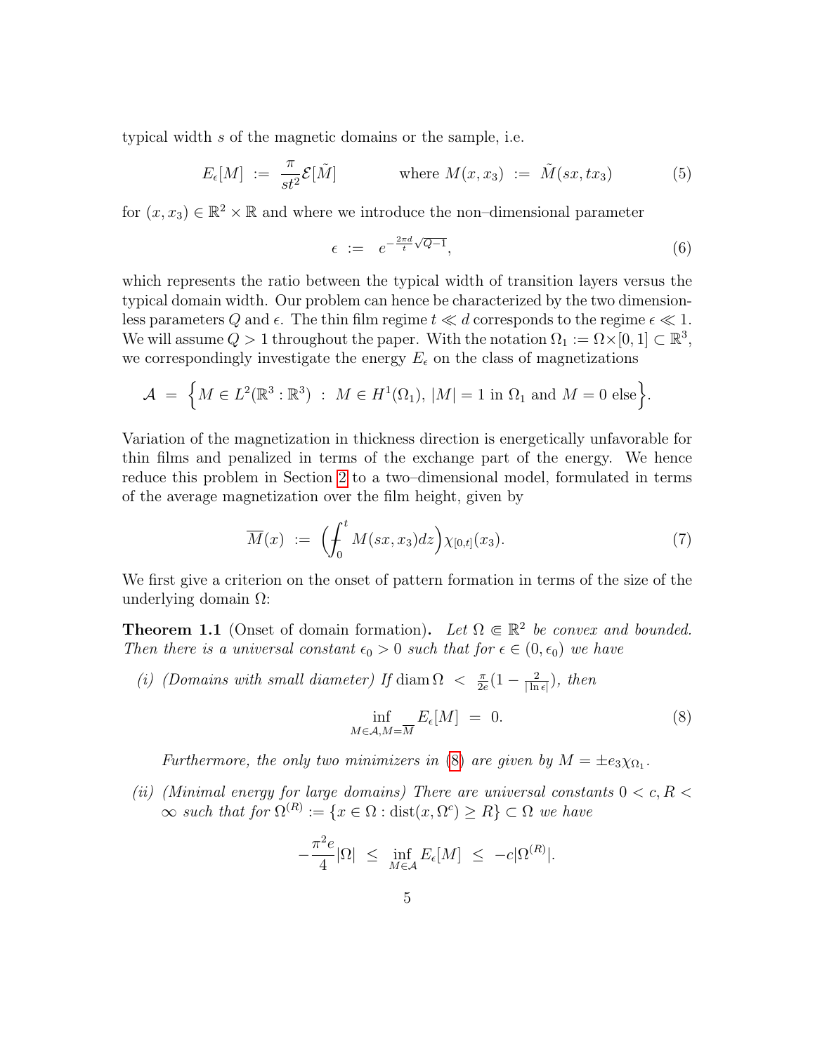typical width $s$ of the magnetic domains or the sample, i.e.

$$E_\epsilon[M] \;:=\; \frac{\pi}{st^2}\mathcal{E}[\tilde{M}] \qquad\qquad \text{where } M(x,x_3) \;:=\; \tilde{M}(sx, tx_3) \tag{5}$$

for $(x,x_3) \in \mathbb{R}^2 \times \mathbb{R}$ and where we introduce the non–dimensional parameter

$$\epsilon \;:=\; e^{-\frac{2\pi d}{t}\sqrt{Q-1}}, \tag{6}$$

which represents the ratio between the typical width of transition layers versus the typical domain width. Our problem can hence be characterized by the two dimensionless parameters $Q$ and $\epsilon$. The thin film regime $t \ll d$ corresponds to the regime $\epsilon \ll 1$. We will assume $Q > 1$ throughout the paper. With the notation $\Omega_1 := \Omega \times [0,1] \subset \mathbb{R}^3$, we correspondingly investigate the energy $E_\epsilon$ on the class of magnetizations

$$\mathcal{A} \;=\; \Big\{ M \in L^2(\mathbb{R}^3 : \mathbb{R}^3) \;:\; M \in H^1(\Omega_1),\, |M| = 1 \text{ in } \Omega_1 \text{ and } M = 0 \text{ else} \Big\}.$$

Variation of the magnetization in thickness direction is energetically unfavorable for thin films and penalized in terms of the exchange part of the energy. We hence reduce this problem in Section 2 to a two–dimensional model, formulated in terms of the average magnetization over the film height, given by

$$\overline{M}(x) \;:=\; \Big( \fint_0^t M(sx, x_3)\,dz \Big) \chi_{[0,t]}(x_3). \tag{7}$$

We first give a criterion on the onset of pattern formation in terms of the size of the underlying domain $\Omega$:

**Theorem 1.1** (Onset of domain formation). *Let $\Omega \Subset \mathbb{R}^2$ be convex and bounded. Then there is a universal constant $\epsilon_0 > 0$ such that for $\epsilon \in (0, \epsilon_0)$ we have*

*(i) (Domains with small diameter) If $\operatorname{diam}\Omega \;<\; \frac{\pi}{2e}(1 - \frac{2}{|\ln \epsilon|})$, then*

$$\inf_{M \in \mathcal{A}, M = \overline{M}} E_\epsilon[M] \;=\; 0. \tag{8}$$

*Furthermore, the only two minimizers in (8) are given by $M = \pm e_3 \chi_{\Omega_1}$.*

*(ii) (Minimal energy for large domains) There are universal constants $0 < c, R < \infty$ such that for $\Omega^{(R)} := \{x \in \Omega : \operatorname{dist}(x, \Omega^c) \geq R\} \subset \Omega$ we have*

$$-\frac{\pi^2 e}{4}|\Omega| \;\leq\; \inf_{M \in \mathcal{A}} E_\epsilon[M] \;\leq\; -c|\Omega^{(R)}|.$$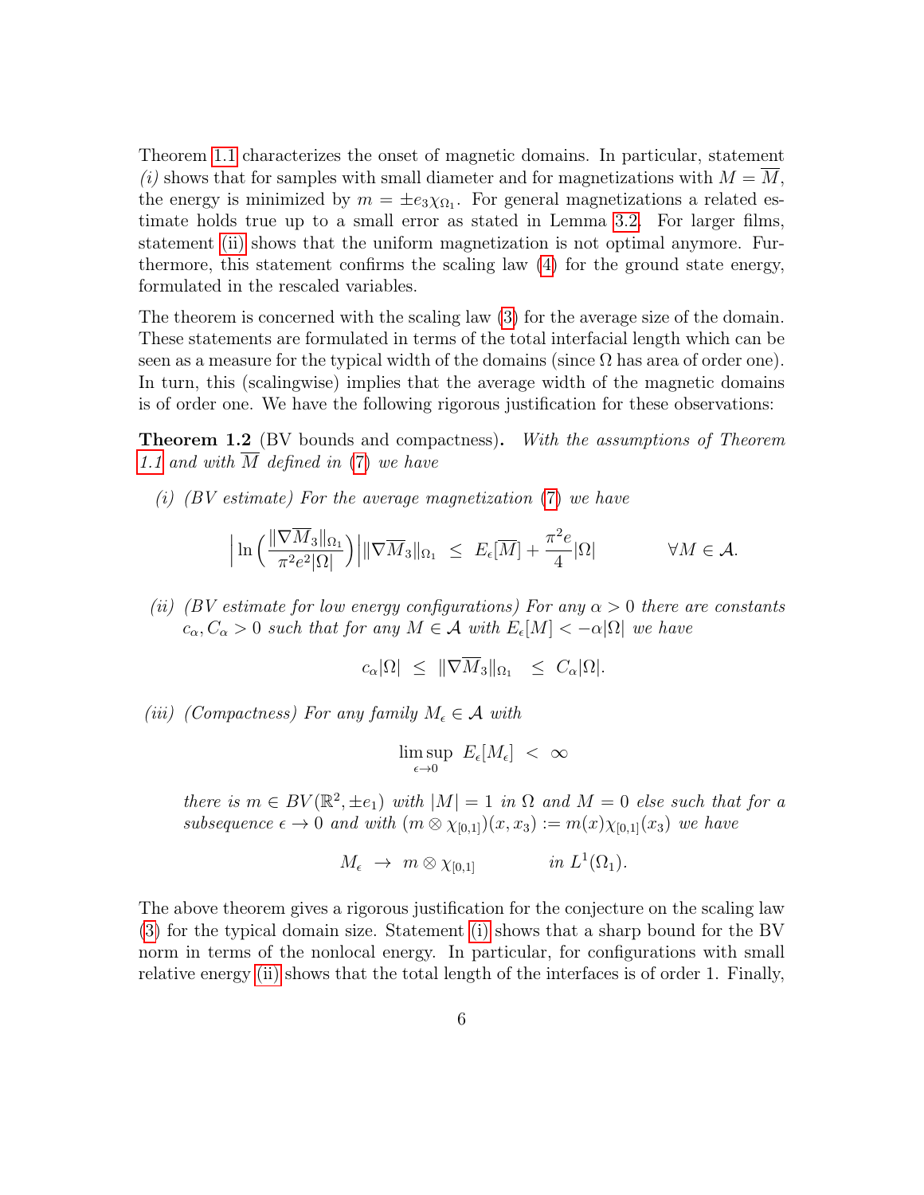Theorem 1.1 characterizes the onset of magnetic domains. In particular, statement *(i)* shows that for samples with small diameter and for magnetizations with $M = \overline{M}$, the energy is minimized by $m = \pm e_3 \chi_{\Omega_1}$. For general magnetizations a related estimate holds true up to a small error as stated in Lemma 3.2. For larger films, statement (ii) shows that the uniform magnetization is not optimal anymore. Furthermore, this statement confirms the scaling law (4) for the ground state energy, formulated in the rescaled variables.

The theorem is concerned with the scaling law (3) for the average size of the domain. These statements are formulated in terms of the total interfacial length which can be seen as a measure for the typical width of the domains (since $\Omega$ has area of order one). In turn, this (scalingwise) implies that the average width of the magnetic domains is of order one. We have the following rigorous justification for these observations:

**Theorem 1.2** (BV bounds and compactness)**.** *With the assumptions of Theorem 1.1 and with $\overline{M}$ defined in (7) we have*

*(i) (BV estimate) For the average magnetization (7) we have*

$$\Big| \ln \Big( \frac{\|\nabla \overline{M}_3\|_{\Omega_1}}{\pi^2 e^2 |\Omega|} \Big) \Big| \|\nabla \overline{M}_3\|_{\Omega_1} \ \leq \ E_\epsilon[\overline{M}] + \frac{\pi^2 e}{4} |\Omega| \qquad\qquad \forall M \in \mathcal{A}.$$

*(ii) (BV estimate for low energy configurations) For any $\alpha > 0$ there are constants $c_\alpha, C_\alpha > 0$ such that for any $M \in \mathcal{A}$ with $E_\epsilon[M] < -\alpha|\Omega|$ we have*

$$c_\alpha |\Omega| \ \leq \ \|\nabla \overline{M}_3\|_{\Omega_1} \ \leq \ C_\alpha |\Omega|.$$

*(iii) (Compactness) For any family $M_\epsilon \in \mathcal{A}$ with*

$$\limsup_{\epsilon \to 0} \ E_\epsilon[M_\epsilon] \ < \ \infty$$

*there is $m \in BV(\mathbb{R}^2, \pm e_1)$ with $|M| = 1$ in $\Omega$ and $M = 0$ else such that for a subsequence $\epsilon \to 0$ and with $(m \otimes \chi_{[0,1]})(x, x_3) := m(x)\chi_{[0,1]}(x_3)$ we have*

$$M_\epsilon \ \to \ m \otimes \chi_{[0,1]} \qquad\qquad \text{in } L^1(\Omega_1).$$

The above theorem gives a rigorous justification for the conjecture on the scaling law (3) for the typical domain size. Statement (i) shows that a sharp bound for the BV norm in terms of the nonlocal energy. In particular, for configurations with small relative energy (ii) shows that the total length of the interfaces is of order 1. Finally,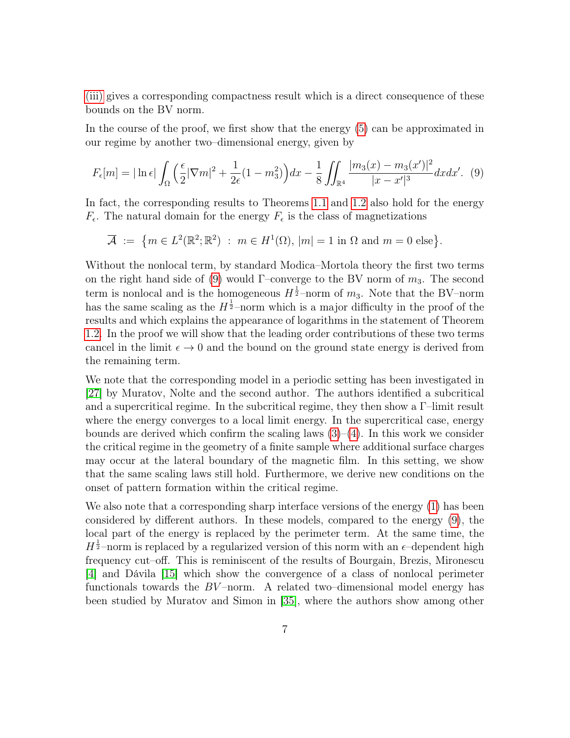(iii) gives a corresponding compactness result which is a direct consequence of these bounds on the BV norm.

In the course of the proof, we first show that the energy (5) can be approximated in our regime by another two–dimensional energy, given by

$$F_\epsilon[m] = |\ln \epsilon| \int_\Omega \Big( \frac{\epsilon}{2} |\nabla m|^2 + \frac{1}{2\epsilon}(1 - m_3^2) \Big) dx - \frac{1}{8} \iint_{\mathbb{R}^4} \frac{|m_3(x) - m_3(x')|^2}{|x - x'|^3} dx dx'. \quad (9)$$

In fact, the corresponding results to Theorems 1.1 and 1.2 also hold for the energy $F_\epsilon$. The natural domain for the energy $F_\epsilon$ is the class of magnetizations

$$\overline{\mathcal{A}} := \big\{ m \in L^2(\mathbb{R}^2; \mathbb{R}^2) \ : \ m \in H^1(\Omega), \, |m| = 1 \text{ in } \Omega \text{ and } m = 0 \text{ else} \big\}.$$

Without the nonlocal term, by standard Modica–Mortola theory the first two terms on the right hand side of (9) would $\Gamma$–converge to the BV norm of $m_3$. The second term is nonlocal and is the homogeneous $H^{\frac{1}{2}}$–norm of $m_3$. Note that the BV–norm has the same scaling as the $H^{\frac{1}{2}}$–norm which is a major difficulty in the proof of the results and which explains the appearance of logarithms in the statement of Theorem 1.2. In the proof we will show that the leading order contributions of these two terms cancel in the limit $\epsilon \to 0$ and the bound on the ground state energy is derived from the remaining term.

We note that the corresponding model in a periodic setting has been investigated in [27] by Muratov, Nolte and the second author. The authors identified a subcritical and a supercritical regime. In the subcritical regime, they then show a $\Gamma$–limit result where the energy converges to a local limit energy. In the supercritical case, energy bounds are derived which confirm the scaling laws (3)–(4). In this work we consider the critical regime in the geometry of a finite sample where additional surface charges may occur at the lateral boundary of the magnetic film. In this setting, we show that the same scaling laws still hold. Furthermore, we derive new conditions on the onset of pattern formation within the critical regime.

We also note that a corresponding sharp interface versions of the energy (1) has been considered by different authors. In these models, compared to the energy (9), the local part of the energy is replaced by the perimeter term. At the same time, the $H^{\frac{1}{2}}$–norm is replaced by a regularized version of this norm with an $\epsilon$–dependent high frequency cut–off. This is reminiscent of the results of Bourgain, Brezis, Mironescu [4] and Dávila [15] which show the convergence of a class of nonlocal perimeter functionals towards the $BV$–norm. A related two–dimensional model energy has been studied by Muratov and Simon in [35], where the authors show among other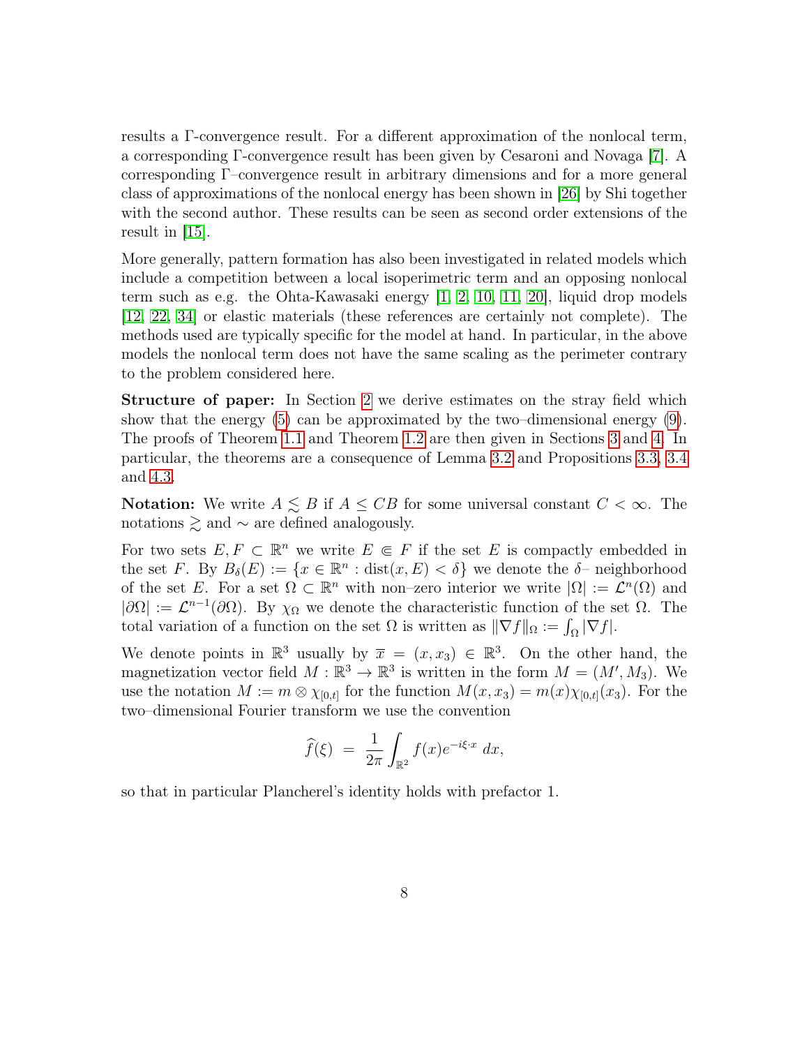results a Γ-convergence result. For a different approximation of the nonlocal term, a corresponding Γ-convergence result has been given by Cesaroni and Novaga [7]. A corresponding Γ–convergence result in arbitrary dimensions and for a more general class of approximations of the nonlocal energy has been shown in [26] by Shi together with the second author. These results can be seen as second order extensions of the result in [15].

More generally, pattern formation has also been investigated in related models which include a competition between a local isoperimetric term and an opposing nonlocal term such as e.g. the Ohta-Kawasaki energy [1, 2, 10, 11, 20], liquid drop models [12, 22, 34] or elastic materials (these references are certainly not complete). The methods used are typically specific for the model at hand. In particular, in the above models the nonlocal term does not have the same scaling as the perimeter contrary to the problem considered here.

**Structure of paper:** In Section 2 we derive estimates on the stray field which show that the energy (5) can be approximated by the two–dimensional energy (9). The proofs of Theorem 1.1 and Theorem 1.2 are then given in Sections 3 and 4. In particular, the theorems are a consequence of Lemma 3.2 and Propositions 3.3, 3.4 and 4.3.

**Notation:** We write $A \lesssim B$ if $A \leq CB$ for some universal constant $C < \infty$. The notations $\gtrsim$ and $\sim$ are defined analogously.

For two sets $E, F \subset \mathbb{R}^n$ we write $E \Subset F$ if the set $E$ is compactly embedded in the set $F$. By $B_\delta(E) := \{x \in \mathbb{R}^n : \operatorname{dist}(x, E) < \delta\}$ we denote the $\delta$– neighborhood of the set $E$. For a set $\Omega \subset \mathbb{R}^n$ with non–zero interior we write $|\Omega| := \mathcal{L}^n(\Omega)$ and $|\partial\Omega| := \mathcal{L}^{n-1}(\partial\Omega)$. By $\chi_\Omega$ we denote the characteristic function of the set $\Omega$. The total variation of a function on the set $\Omega$ is written as $\|\nabla f\|_\Omega := \int_\Omega |\nabla f|$.

We denote points in $\mathbb{R}^3$ usually by $\overline{x} = (x, x_3) \in \mathbb{R}^3$. On the other hand, the magnetization vector field $M : \mathbb{R}^3 \to \mathbb{R}^3$ is written in the form $M = (M', M_3)$. We use the notation $M := m \otimes \chi_{[0,t]}$ for the function $M(x, x_3) = m(x)\chi_{[0,t]}(x_3)$. For the two–dimensional Fourier transform we use the convention

$$\widehat{f}(\xi) \ = \ \frac{1}{2\pi} \int_{\mathbb{R}^2} f(x) e^{-i\xi \cdot x} \, dx,$$

so that in particular Plancherel's identity holds with prefactor 1.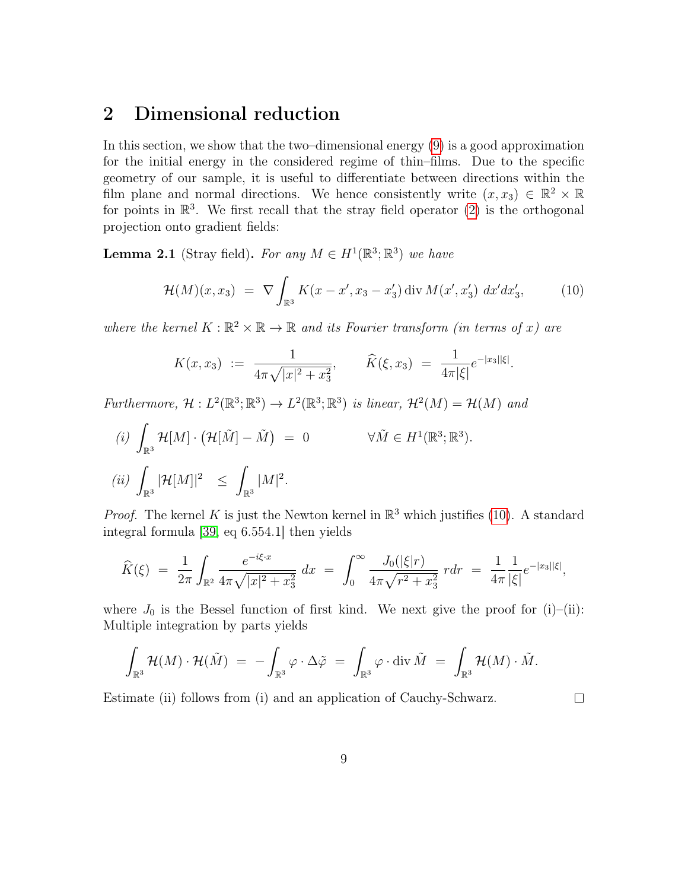# 2 Dimensional reduction

In this section, we show that the two–dimensional energy (9) is a good approximation for the initial energy in the considered regime of thin–films. Due to the specific geometry of our sample, it is useful to differentiate between directions within the film plane and normal directions. We hence consistently write $(x, x_3) \in \mathbb{R}^2 \times \mathbb{R}$ for points in $\mathbb{R}^3$. We first recall that the stray field operator (2) is the orthogonal projection onto gradient fields:

**Lemma 2.1** (Stray field). *For any $M \in H^1(\mathbb{R}^3; \mathbb{R}^3)$ we have*

$$\mathcal{H}(M)(x, x_3) \;=\; \nabla \int_{\mathbb{R}^3} K(x - x', x_3 - x_3') \operatorname{div} M(x', x_3') \; dx' dx_3', \tag{10}$$

*where the kernel $K : \mathbb{R}^2 \times \mathbb{R} \to \mathbb{R}$ and its Fourier transform (in terms of $x$) are*

$$K(x, x_3) \;:=\; \frac{1}{4\pi\sqrt{|x|^2 + x_3^2}}, \qquad \widehat{K}(\xi, x_3) \;=\; \frac{1}{4\pi|\xi|} e^{-|x_3||\xi|}.$$

*Furthermore, $\mathcal{H} : L^2(\mathbb{R}^3; \mathbb{R}^3) \to L^2(\mathbb{R}^3; \mathbb{R}^3)$ is linear, $\mathcal{H}^2(M) = \mathcal{H}(M)$ and*

*(i)* $\displaystyle\int_{\mathbb{R}^3} \mathcal{H}[M] \cdot \big(\mathcal{H}[\tilde{M}] - \tilde{M}\big) \;=\; 0 \qquad \forall \tilde{M} \in H^1(\mathbb{R}^3; \mathbb{R}^3).$

*(ii)* $\displaystyle\int_{\mathbb{R}^3} |\mathcal{H}[M]|^2 \;\leq\; \int_{\mathbb{R}^3} |M|^2.$

*Proof.* The kernel $K$ is just the Newton kernel in $\mathbb{R}^3$ which justifies (10). A standard integral formula [39, eq 6.554.1] then yields

$$\widehat{K}(\xi) \;=\; \frac{1}{2\pi} \int_{\mathbb{R}^2} \frac{e^{-i\xi \cdot x}}{4\pi\sqrt{|x|^2 + x_3^2}} \; dx \;=\; \int_0^\infty \frac{J_0(|\xi| r)}{4\pi\sqrt{r^2 + x_3^2}} \; r dr \;=\; \frac{1}{4\pi} \frac{1}{|\xi|} e^{-|x_3||\xi|},$$

where $J_0$ is the Bessel function of first kind. We next give the proof for (i)–(ii): Multiple integration by parts yields

$$\int_{\mathbb{R}^3} \mathcal{H}(M) \cdot \mathcal{H}(\tilde{M}) \;=\; -\int_{\mathbb{R}^3} \varphi \cdot \Delta\tilde{\varphi} \;=\; \int_{\mathbb{R}^3} \varphi \cdot \operatorname{div} \tilde{M} \;=\; \int_{\mathbb{R}^3} \mathcal{H}(M) \cdot \tilde{M}.$$

Estimate (ii) follows from (i) and an application of Cauchy-Schwarz. $\square$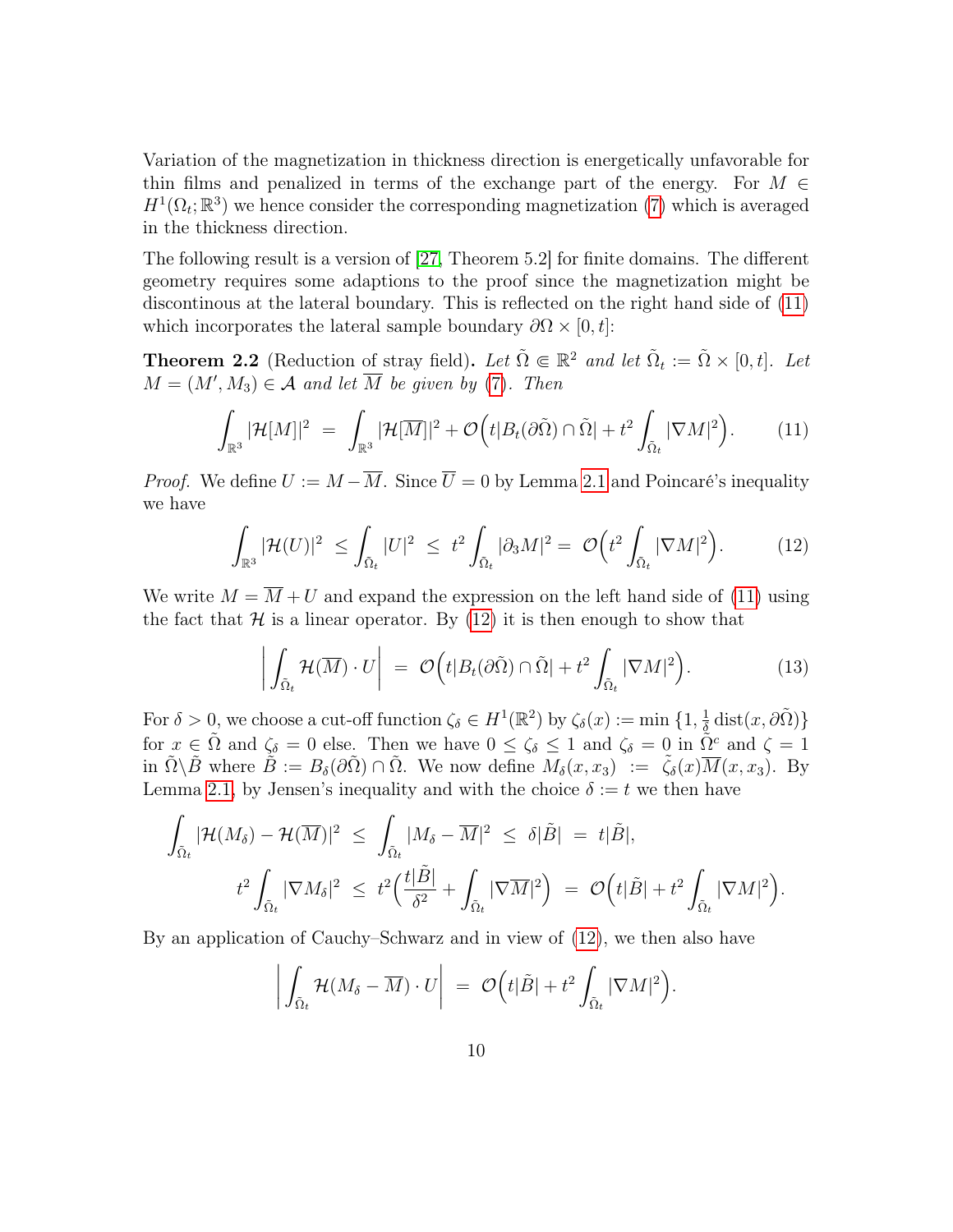Variation of the magnetization in thickness direction is energetically unfavorable for thin films and penalized in terms of the exchange part of the energy. For $M \in H^1(\Omega_t; \mathbb{R}^3)$ we hence consider the corresponding magnetization (7) which is averaged in the thickness direction.

The following result is a version of [27, Theorem 5.2] for finite domains. The different geometry requires some adaptions to the proof since the magnetization might be discontinous at the lateral boundary. This is reflected on the right hand side of (11) which incorporates the lateral sample boundary $\partial\Omega \times [0,t]$:

**Theorem 2.2** (Reduction of stray field)**.** *Let $\tilde{\Omega} \Subset \mathbb{R}^2$ and let $\tilde{\Omega}_t := \tilde{\Omega} \times [0,t]$. Let $M = (M', M_3) \in \mathcal{A}$ and let $\overline{M}$ be given by (7). Then*

$$\int_{\mathbb{R}^3} |\mathcal{H}[M]|^2 \ = \ \int_{\mathbb{R}^3} |\mathcal{H}[\overline{M}]|^2 + \mathcal{O}\Big( t|B_t(\partial\tilde{\Omega}) \cap \tilde{\Omega}| + t^2 \int_{\tilde{\Omega}_t} |\nabla M|^2 \Big). \tag{11}$$

*Proof.* We define $U := M - \overline{M}$. Since $\overline{U} = 0$ by Lemma 2.1 and Poincaré's inequality we have

$$\int_{\mathbb{R}^3} |\mathcal{H}(U)|^2 \ \leq \int_{\tilde{\Omega}_t} |U|^2 \ \leq \ t^2 \int_{\tilde{\Omega}_t} |\partial_3 M|^2 = \ \mathcal{O}\Big( t^2 \int_{\tilde{\Omega}_t} |\nabla M|^2 \Big). \tag{12}$$

We write $M = \overline{M} + U$ and expand the expression on the left hand side of (11) using the fact that $\mathcal{H}$ is a linear operator. By (12) it is then enough to show that

$$\Big| \int_{\tilde{\Omega}_t} \mathcal{H}(\overline{M}) \cdot U \Big| \ = \ \mathcal{O}\Big( t|B_t(\partial\tilde{\Omega}) \cap \tilde{\Omega}| + t^2 \int_{\tilde{\Omega}_t} |\nabla M|^2 \Big). \tag{13}$$

For $\delta > 0$, we choose a cut-off function $\zeta_\delta \in H^1(\mathbb{R}^2)$ by $\zeta_\delta(x) := \min\{1, \frac{1}{\delta} \operatorname{dist}(x, \partial\tilde{\Omega})\}$ for $x \in \tilde{\Omega}$ and $\zeta_\delta = 0$ else. Then we have $0 \leq \zeta_\delta \leq 1$ and $\zeta_\delta = 0$ in $\tilde{\Omega}^c$ and $\zeta = 1$ in $\tilde{\Omega} \backslash \tilde{B}$ where $\tilde{B} := B_\delta(\partial\tilde{\Omega}) \cap \tilde{\Omega}$. We now define $M_\delta(x, x_3) \ := \ \tilde{\zeta}_\delta(x)\overline{M}(x, x_3)$. By Lemma 2.1, by Jensen's inequality and with the choice $\delta := t$ we then have

$$\begin{aligned}
\int_{\tilde{\Omega}_t} |\mathcal{H}(M_\delta) - \mathcal{H}(\overline{M})|^2 \ &\leq \ \int_{\tilde{\Omega}_t} |M_\delta - \overline{M}|^2 \ \leq \ \delta|\tilde{B}| \ = \ t|\tilde{B}|, \\
t^2 \int_{\tilde{\Omega}_t} |\nabla M_\delta|^2 \ &\leq \ t^2 \Big( \frac{t|\tilde{B}|}{\delta^2} + \int_{\tilde{\Omega}_t} |\nabla \overline{M}|^2 \Big) \ = \ \mathcal{O}\Big( t|\tilde{B}| + t^2 \int_{\tilde{\Omega}_t} |\nabla M|^2 \Big).
\end{aligned}$$

By an application of Cauchy–Schwarz and in view of (12), we then also have

$$\Big| \int_{\tilde{\Omega}_t} \mathcal{H}(M_\delta - \overline{M}) \cdot U \Big| \ = \ \mathcal{O}\Big( t|\tilde{B}| + t^2 \int_{\tilde{\Omega}_t} |\nabla M|^2 \Big).$$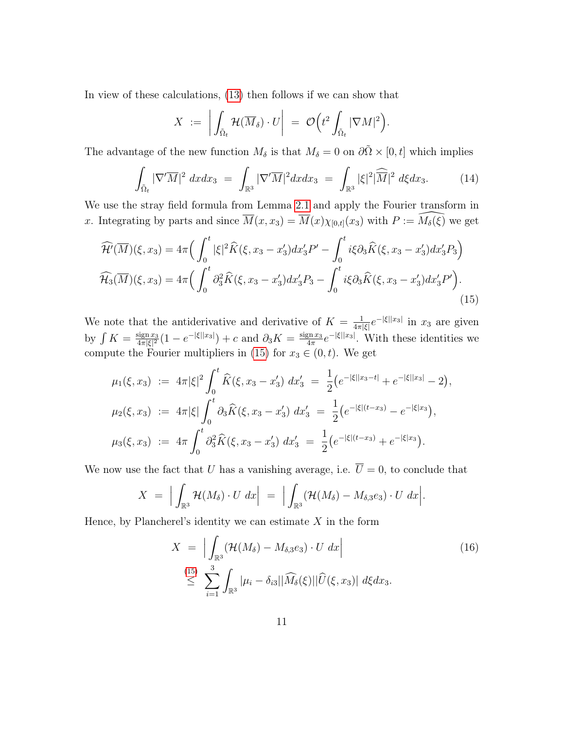In view of these calculations, (13) then follows if we can show that

$$X \ := \ \Big| \int_{\tilde{\Omega}_t} \mathcal{H}(\overline{M}_\delta) \cdot U \Big| \ = \ \mathcal{O}\Big( t^2 \int_{\tilde{\Omega}_t} |\nabla M|^2 \Big).$$

The advantage of the new function $M_\delta$ is that $M_\delta = 0$ on $\partial\tilde{\Omega} \times [0,t]$ which implies

$$\int_{\tilde{\Omega}_t} |\nabla' \overline{M}|^2 \, dx dx_3 \ = \ \int_{\mathbb{R}^3} |\nabla' \overline{M}|^2 dx dx_3 \ = \ \int_{\mathbb{R}^3} |\xi|^2 |\widehat{\overline{M}}|^2 \, d\xi dx_3. \tag{14}$$

We use the stray field formula from Lemma 2.1 and apply the Fourier transform in $x$. Integrating by parts and since $\overline{M}(x, x_3) = \overline{M}(x)\chi_{[0,t]}(x_3)$ with $P := \widehat{M_\delta(\xi)}$ we get

$$\begin{aligned}
\widehat{\mathcal{H}'}(\overline{M})(\xi, x_3) &= 4\pi\Big( \int_0^t |\xi|^2 \widehat{K}(\xi, x_3 - x_3') dx_3' P' - \int_0^t i\xi \partial_3 \widehat{K}(\xi, x_3 - x_3') dx_3' P_3 \Big) \\
\widehat{\mathcal{H}_3}(\overline{M})(\xi, x_3) &= 4\pi\Big( \int_0^t \partial_3^2 \widehat{K}(\xi, x_3 - x_3') dx_3' P_3 - \int_0^t i\xi \partial_3 \widehat{K}(\xi, x_3 - x_3') dx_3' P' \Big).
\end{aligned} \tag{15}$$

We note that the antiderivative and derivative of $K = \frac{1}{4\pi|\xi|} e^{-|\xi||x_3|}$ in $x_3$ are given by $\int K = \frac{\operatorname{sign} x_3}{4\pi|\xi|^2}(1 - e^{-|\xi||x_3|}) + c$ and $\partial_3 K = \frac{\operatorname{sign} x_3}{4\pi} e^{-|\xi||x_3|}$. With these identities we compute the Fourier multipliers in (15) for $x_3 \in (0,t)$. We get

$$\begin{aligned}
\mu_1(\xi, x_3) \ &:= \ 4\pi|\xi|^2 \int_0^t \widehat{K}(\xi, x_3 - x_3') \ dx_3' \ = \ \frac{1}{2}\big( e^{-|\xi||x_3 - t|} + e^{-|\xi||x_3|} - 2 \big), \\
\mu_2(\xi, x_3) \ &:= \ 4\pi|\xi| \int_0^t \partial_3 \widehat{K}(\xi, x_3 - x_3') \ dx_3' \ = \ \frac{1}{2}\big( e^{-|\xi|(t - x_3)} - e^{-|\xi| x_3} \big), \\
\mu_3(\xi, x_3) \ &:= \ 4\pi \int_0^t \partial_3^2 \widehat{K}(\xi, x_3 - x_3') \ dx_3' \ = \ \frac{1}{2}\big( e^{-|\xi|(t - x_3)} + e^{-|\xi| x_3} \big).
\end{aligned}$$

We now use the fact that $U$ has a vanishing average, i.e. $\overline{U} = 0$, to conclude that

$$X \ = \ \Big| \int_{\mathbb{R}^3} \mathcal{H}(M_\delta) \cdot U \ dx \Big| \ = \ \Big| \int_{\mathbb{R}^3} (\mathcal{H}(M_\delta) - M_{\delta,3} e_3) \cdot U \ dx \Big|.$$

Hence, by Plancherel's identity we can estimate $X$ in the form

$$\begin{aligned}
X \ &= \ \Big| \int_{\mathbb{R}^3} (\mathcal{H}(M_\delta) - M_{\delta,3} e_3) \cdot U \ dx \Big| \\
&\overset{(15)}{\leq} \ \sum_{i=1}^3 \int_{\mathbb{R}^3} |\mu_i - \delta_{i3}| |\widehat{M_\delta}(\xi)| |\widehat{U}(\xi, x_3)| \ d\xi dx_3.
\end{aligned} \tag{16}$$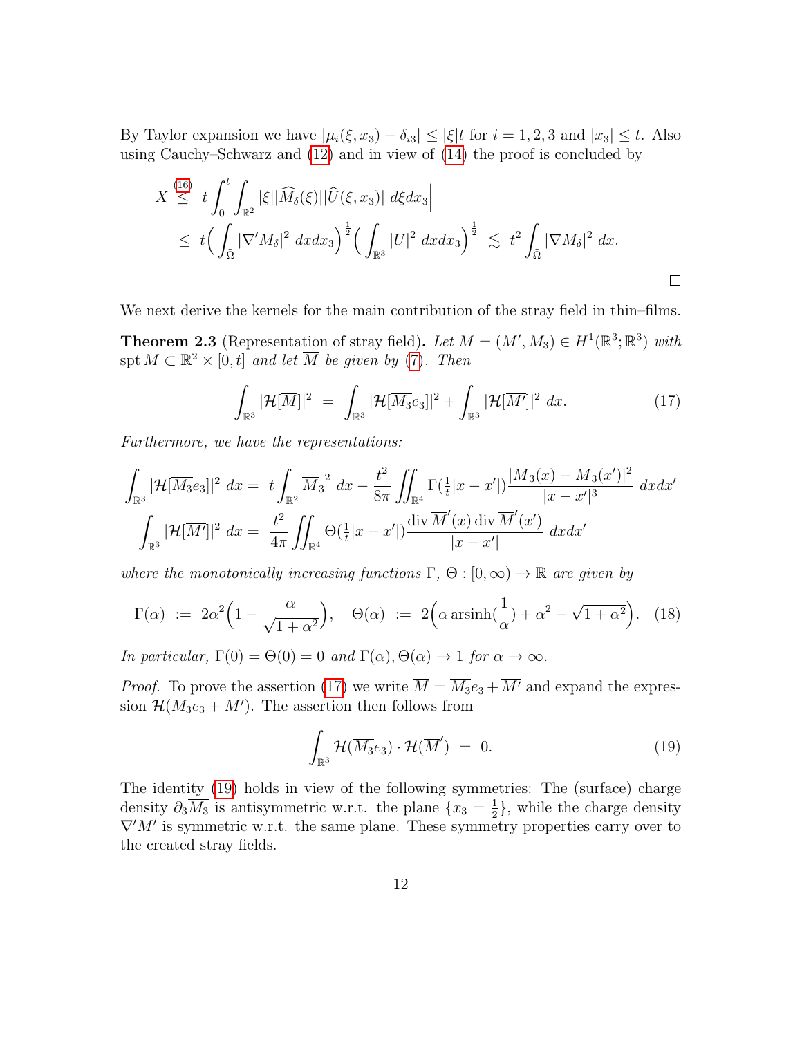By Taylor expansion we have $|\mu_i(\xi, x_3) - \delta_{i3}| \leq |\xi| t$ for $i = 1, 2, 3$ and $|x_3| \leq t$. Also using Cauchy–Schwarz and (12) and in view of (14) the proof is concluded by

$$
\begin{aligned}
X &\overset{(16)}{\leq} t \int_0^t \int_{\mathbb{R}^2} |\xi| |\widehat{M_\delta}(\xi)| |\widehat{U}(\xi, x_3)| \, d\xi dx_3 \Big| \\
&\leq t \Big( \int_{\tilde{\Omega}} |\nabla' M_\delta|^2 \, dx dx_3 \Big)^{\frac{1}{2}} \Big( \int_{\mathbb{R}^3} |U|^2 \, dx dx_3 \Big)^{\frac{1}{2}} \lesssim t^2 \int_{\tilde{\Omega}} |\nabla M_\delta|^2 \, dx.
\end{aligned}
$$

□

We next derive the kernels for the main contribution of the stray field in thin–films.

**Theorem 2.3** (Representation of stray field)**.** *Let $M = (M', M_3) \in H^1(\mathbb{R}^3; \mathbb{R}^3)$ with $\operatorname{spt} M \subset \mathbb{R}^2 \times [0, t]$ and let $\overline{M}$ be given by (7). Then*

$$
\int_{\mathbb{R}^3} |\mathcal{H}[\overline{M}]|^2 \; = \; \int_{\mathbb{R}^3} |\mathcal{H}[\overline{M_3} e_3]|^2 + \int_{\mathbb{R}^3} |\mathcal{H}[\overline{M'}]|^2 \, dx. \tag{17}
$$

*Furthermore, we have the representations:*

$$
\begin{aligned}
\int_{\mathbb{R}^3} |\mathcal{H}[\overline{M_3} e_3]|^2 \, dx &= \; t \int_{\mathbb{R}^2} \overline{M_3}^{\,2} \, dx - \frac{t^2}{8\pi} \iint_{\mathbb{R}^4} \Gamma(\tfrac{1}{t}|x - x'|) \frac{|\overline{M}_3(x) - \overline{M}_3(x')|^2}{|x - x'|^3} \, dx dx' \\
\int_{\mathbb{R}^3} |\mathcal{H}[\overline{M'}]|^2 \, dx &= \; \frac{t^2}{4\pi} \iint_{\mathbb{R}^4} \Theta(\tfrac{1}{t}|x - x'|) \frac{\operatorname{div} \overline{M}'(x) \operatorname{div} \overline{M}'(x')}{|x - x'|} \, dx dx'
\end{aligned}
$$

*where the monotonically increasing functions $\Gamma$, $\Theta : [0, \infty) \to \mathbb{R}$ are given by*

$$
\Gamma(\alpha) \; := \; 2\alpha^2 \Big( 1 - \frac{\alpha}{\sqrt{1 + \alpha^2}} \Big), \quad \Theta(\alpha) \; := \; 2 \Big( \alpha \operatorname{arsinh}(\frac{1}{\alpha}) + \alpha^2 - \sqrt{1 + \alpha^2} \Big). \tag{18}
$$

*In particular, $\Gamma(0) = \Theta(0) = 0$ and $\Gamma(\alpha), \Theta(\alpha) \to 1$ for $\alpha \to \infty$.*

*Proof.* To prove the assertion (17) we write $\overline{M} = \overline{M_3} e_3 + \overline{M'}$ and expand the expression $\mathcal{H}(\overline{M_3} e_3 + \overline{M'})$. The assertion then follows from

$$
\int_{\mathbb{R}^3} \mathcal{H}(\overline{M_3} e_3) \cdot \mathcal{H}(\overline{M}') \; = \; 0. \tag{19}
$$

The identity (19) holds in view of the following symmetries: The (surface) charge density $\partial_3 \overline{M_3}$ is antisymmetric w.r.t. the plane $\{x_3 = \frac{1}{2}\}$, while the charge density $\nabla' M'$ is symmetric w.r.t. the same plane. These symmetry properties carry over to the created stray fields.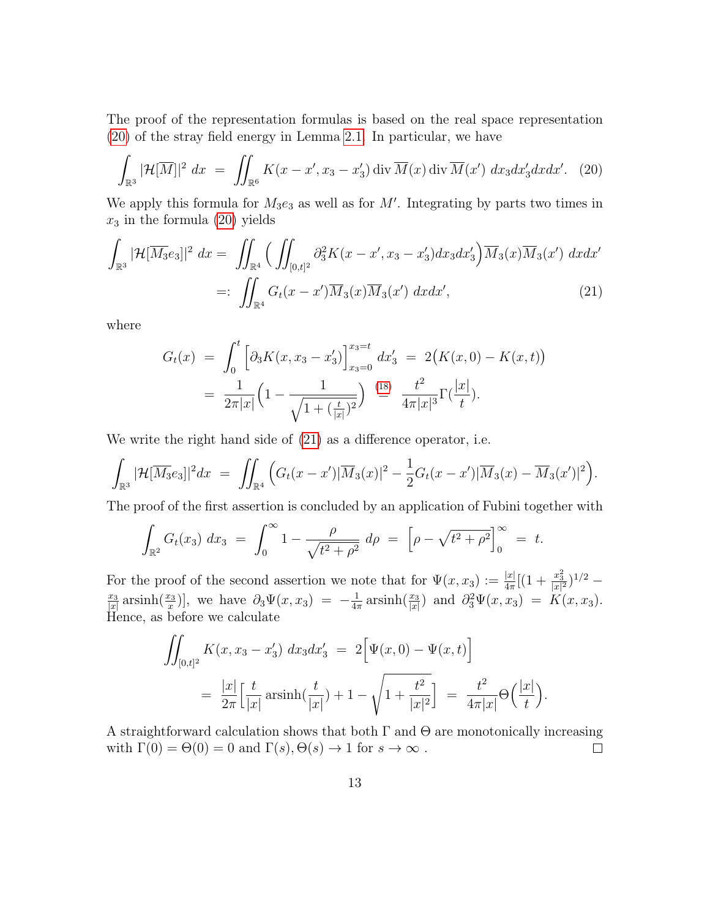The proof of the representation formulas is based on the real space representation (20) of the stray field energy in Lemma 2.1. In particular, we have

$$\int_{\mathbb{R}^3} |\mathcal{H}[\overline{M}]|^2 \ dx \ = \ \iint_{\mathbb{R}^6} K(x-x', x_3 - x_3') \operatorname{div} \overline{M}(x) \operatorname{div} \overline{M}(x') \ dx_3 dx_3' dx dx'. \quad (20)$$

We apply this formula for $M_3 e_3$ as well as for $M'$. Integrating by parts two times in $x_3$ in the formula (20) yields

$$\begin{aligned}\int_{\mathbb{R}^3} |\mathcal{H}[\overline{M}_3 e_3]|^2 \ dx &= \iint_{\mathbb{R}^4} \Big( \iint_{[0,t]^2} \partial_3^2 K(x-x', x_3 - x_3') dx_3 dx_3' \Big) \overline{M}_3(x) \overline{M}_3(x') \ dx dx' \\ &=: \iint_{\mathbb{R}^4} G_t(x-x') \overline{M}_3(x) \overline{M}_3(x') \ dx dx', \end{aligned} \quad (21)$$

where

$$\begin{aligned} G_t(x) \ &= \ \int_0^t \Big[ \partial_3 K(x, x_3 - x_3') \Big]_{x_3=0}^{x_3=t} \ dx_3' \ = \ 2\big(K(x,0) - K(x,t)\big) \\ &= \ \frac{1}{2\pi |x|} \Big( 1 - \frac{1}{\sqrt{1 + (\frac{t}{|x|})^2}} \Big) \ \overset{(18)}{=} \ \frac{t^2}{4\pi |x|^3} \Gamma(\frac{|x|}{t}). \end{aligned}$$

We write the right hand side of (21) as a difference operator, i.e.

$$\int_{\mathbb{R}^3} |\mathcal{H}[\overline{M}_3 e_3]|^2 dx \ = \ \iint_{\mathbb{R}^4} \Big( G_t(x-x') |\overline{M}_3(x)|^2 - \frac{1}{2} G_t(x-x') |\overline{M}_3(x) - \overline{M}_3(x')|^2 \Big).$$

The proof of the first assertion is concluded by an application of Fubini together with

$$\int_{\mathbb{R}^2} G_t(x_3) \ dx_3 \ = \ \int_0^\infty 1 - \frac{\rho}{\sqrt{t^2 + \rho^2}} \ d\rho \ = \ \Big[ \rho - \sqrt{t^2 + \rho^2} \Big]_0^\infty \ = \ t.$$

For the proof of the second assertion we note that for $\Psi(x, x_3) := \frac{|x|}{4\pi} [(1 + \frac{x_3^2}{|x|^2})^{1/2} - \frac{x_3}{|x|} \operatorname{arsinh}(\frac{x_3}{x})]$, we have $\partial_3 \Psi(x, x_3) = -\frac{1}{4\pi} \operatorname{arsinh}(\frac{x_3}{|x|})$ and $\partial_3^2 \Psi(x, x_3) = K(x, x_3)$. Hence, as before we calculate

$$\begin{aligned} \iint_{[0,t]^2} K(x, x_3 - x_3') \ dx_3 dx_3' \ &= \ 2\Big[ \Psi(x, 0) - \Psi(x, t) \Big] \\ &= \ \frac{|x|}{2\pi} \Big[ \frac{t}{|x|} \operatorname{arsinh}(\frac{t}{|x|}) + 1 - \sqrt{1 + \frac{t^2}{|x|^2}} \Big] \ = \ \frac{t^2}{4\pi |x|} \Theta\Big(\frac{|x|}{t}\Big). \end{aligned}$$

A straightforward calculation shows that both $\Gamma$ and $\Theta$ are monotonically increasing with $\Gamma(0) = \Theta(0) = 0$ and $\Gamma(s), \Theta(s) \to 1$ for $s \to \infty$ . □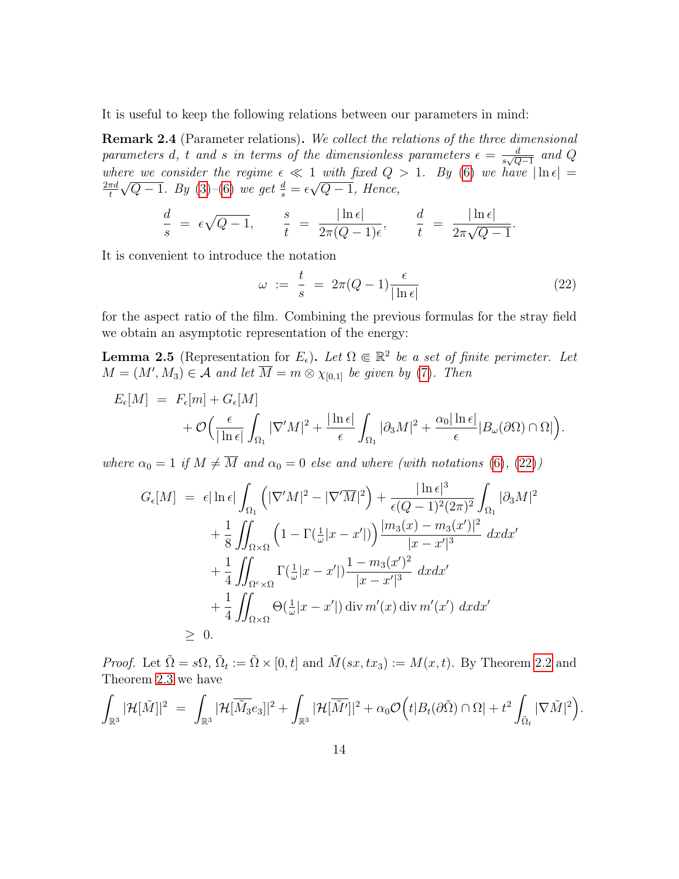It is useful to keep the following relations between our parameters in mind:

**Remark 2.4** (Parameter relations)**.** *We collect the relations of the three dimensional parameters $d$, $t$ and $s$ in terms of the dimensionless parameters $\epsilon = \frac{d}{s\sqrt{Q-1}}$ and $Q$ where we consider the regime $\epsilon \ll 1$ with fixed $Q > 1$. By (6) we have $|\ln \epsilon| = \frac{2\pi d}{t}\sqrt{Q-1}$. By (3)–(6) we get $\frac{d}{s} = \epsilon\sqrt{Q-1}$, Hence,*

$$\frac{d}{s} \;=\; \epsilon\sqrt{Q-1}, \qquad \frac{s}{t} \;=\; \frac{|\ln \epsilon|}{2\pi(Q-1)\epsilon}, \qquad \frac{d}{t} \;=\; \frac{|\ln \epsilon|}{2\pi\sqrt{Q-1}}.$$

It is convenient to introduce the notation

$$\omega \;:=\; \frac{t}{s} \;=\; 2\pi(Q-1)\frac{\epsilon}{|\ln \epsilon|} \tag{22}$$

for the aspect ratio of the film. Combining the previous formulas for the stray field we obtain an asymptotic representation of the energy:

**Lemma 2.5** (Representation for $E_\epsilon$)**.** *Let $\Omega \Subset \mathbb{R}^2$ be a set of finite perimeter. Let $M = (M', M_3) \in \mathcal{A}$ and let $\overline{M} = m \otimes \chi_{[0,1]}$ be given by (7). Then*

$$\begin{aligned} E_\epsilon[M] \;&=\; F_\epsilon[m] + G_\epsilon[M] \\ &\quad + \mathcal{O}\Big(\frac{\epsilon}{|\ln \epsilon|}\int_{\Omega_1} |\nabla' M|^2 + \frac{|\ln \epsilon|}{\epsilon}\int_{\Omega_1} |\partial_3 M|^2 + \frac{\alpha_0 |\ln \epsilon|}{\epsilon}|B_\omega(\partial\Omega)\cap\Omega|\Big). \end{aligned}$$

*where $\alpha_0 = 1$ if $M \neq \overline{M}$ and $\alpha_0 = 0$ else and where (with notations (6), (22))*

$$\begin{aligned} G_\epsilon[M] \;&=\; \epsilon|\ln \epsilon| \int_{\Omega_1} \Big(|\nabla' M|^2 - |\nabla' \overline{M}|^2\Big) + \frac{|\ln \epsilon|^3}{\epsilon(Q-1)^2(2\pi)^2}\int_{\Omega_1} |\partial_3 M|^2 \\ &\quad + \frac{1}{8}\iint_{\Omega\times\Omega} \Big(1 - \Gamma(\tfrac{1}{\omega}|x-x'|)\Big)\frac{|m_3(x) - m_3(x')|^2}{|x-x'|^3}\; dx dx' \\ &\quad + \frac{1}{4}\iint_{\Omega^c\times\Omega} \Gamma(\tfrac{1}{\omega}|x-x'|)\frac{1 - m_3(x')^2}{|x-x'|^3}\; dx dx' \\ &\quad + \frac{1}{4}\iint_{\Omega\times\Omega} \Theta(\tfrac{1}{\omega}|x-x'|)\operatorname{div} m'(x)\operatorname{div} m'(x')\; dx dx' \\ &\geq\; 0. \end{aligned}$$

*Proof.* Let $\tilde{\Omega} = s\Omega$, $\tilde{\Omega}_t := \tilde{\Omega} \times [0,t]$ and $\tilde{M}(sx, tx_3) := M(x,t)$. By Theorem 2.2 and Theorem 2.3 we have

$$\int_{\mathbb{R}^3} |\mathcal{H}[\tilde{M}]|^2 \;=\; \int_{\mathbb{R}^3} |\mathcal{H}[\overline{\tilde{M}_3} e_3]|^2 + \int_{\mathbb{R}^3} |\mathcal{H}[\overline{\tilde{M}'}]|^2 + \alpha_0\mathcal{O}\Big(t|B_t(\partial\tilde{\Omega})\cap\Omega| + t^2\int_{\tilde{\Omega}_t} |\nabla \tilde{M}|^2\Big).$$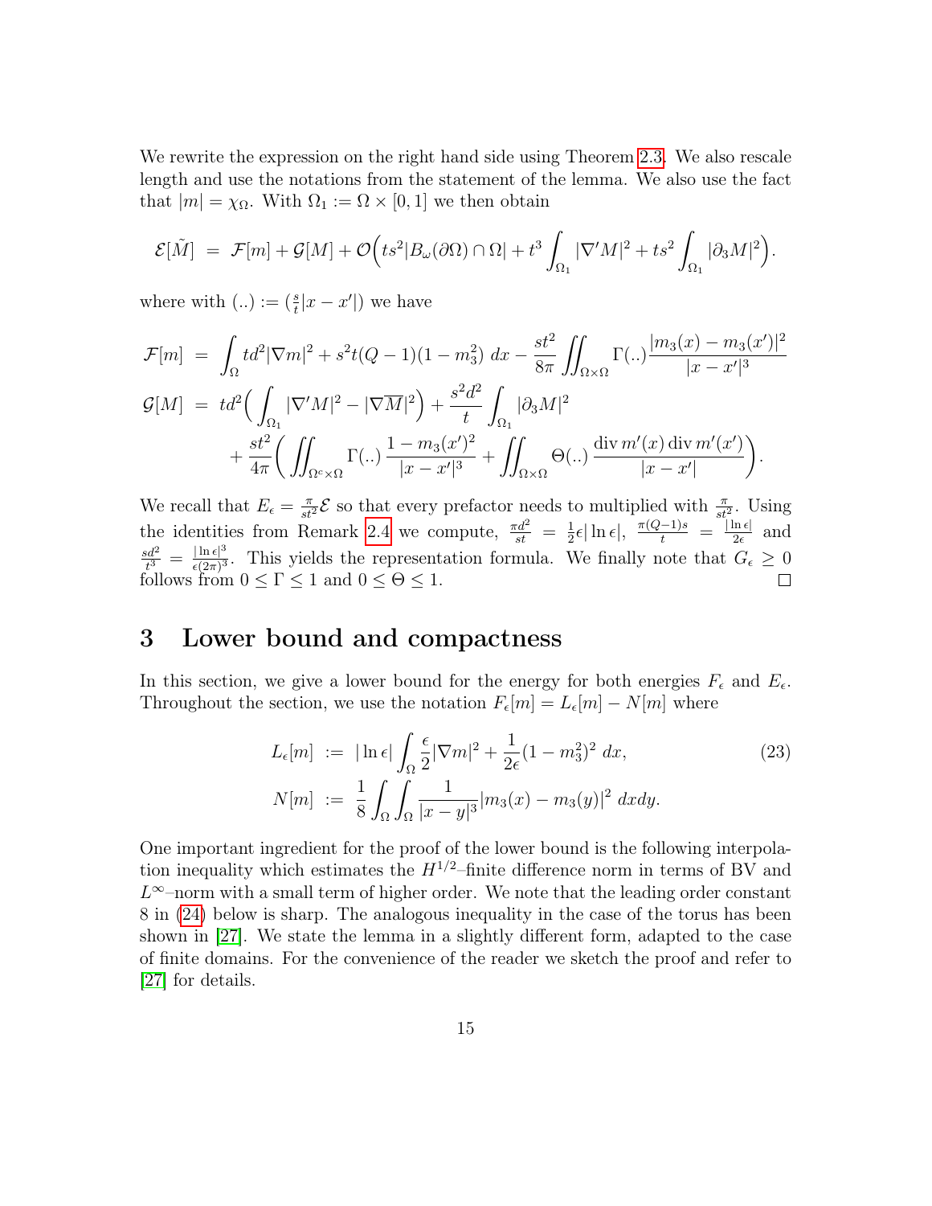We rewrite the expression on the right hand side using Theorem 2.3. We also rescale length and use the notations from the statement of the lemma. We also use the fact that $|m| = \chi_\Omega$. With $\Omega_1 := \Omega \times [0,1]$ we then obtain

$$
\mathcal{E}[\tilde{M}] \ = \ \mathcal{F}[m] + \mathcal{G}[M] + \mathcal{O}\Big(ts^2|B_\omega(\partial\Omega)\cap\Omega| + t^3\int_{\Omega_1}|\nabla' M|^2 + ts^2\int_{\Omega_1}|\partial_3 M|^2\Big).
$$

where with $(..) := (\frac{s}{t}|x-x'|)$ we have

$$
\begin{aligned}
\mathcal{F}[m] \ &= \ \int_\Omega td^2|\nabla m|^2 + s^2t(Q-1)(1-m_3^2)\ dx - \frac{st^2}{8\pi}\iint_{\Omega\times\Omega}\Gamma(..)\frac{|m_3(x)-m_3(x')|^2}{|x-x'|^3} \\
\mathcal{G}[M] \ &= \ td^2\Big(\int_{\Omega_1}|\nabla' M|^2 - |\nabla\overline{M}|^2\Big) + \frac{s^2d^2}{t}\int_{\Omega_1}|\partial_3 M|^2 \\
&\quad + \frac{st^2}{4\pi}\Big(\iint_{\Omega^c\times\Omega}\Gamma(..)\,\frac{1-m_3(x')^2}{|x-x'|^3} + \iint_{\Omega\times\Omega}\Theta(..)\,\frac{\operatorname{div} m'(x)\operatorname{div} m'(x')}{|x-x'|}\Big).
\end{aligned}
$$

We recall that $E_\epsilon = \frac{\pi}{st^2}\mathcal{E}$ so that every prefactor needs to multiplied with $\frac{\pi}{st^2}$. Using the identities from Remark 2.4 we compute, $\frac{\pi d^2}{st} = \frac{1}{2}\epsilon|\ln\epsilon|$, $\frac{\pi(Q-1)s}{t} = \frac{|\ln\epsilon|}{2\epsilon}$ and $\frac{sd^2}{t^3} = \frac{|\ln\epsilon|^3}{\epsilon(2\pi)^3}$. This yields the representation formula. We finally note that $G_\epsilon \geq 0$ follows from $0 \leq \Gamma \leq 1$ and $0 \leq \Theta \leq 1$. $\square$

# 3 Lower bound and compactness

In this section, we give a lower bound for the energy for both energies $F_\epsilon$ and $E_\epsilon$. Throughout the section, we use the notation $F_\epsilon[m] = L_\epsilon[m] - N[m]$ where

$$
\begin{aligned}
L_\epsilon[m] \ &:= \ |\ln\epsilon|\int_\Omega \frac{\epsilon}{2}|\nabla m|^2 + \frac{1}{2\epsilon}(1-m_3^2)^2\ dx, \\
N[m] \ &:= \ \frac{1}{8}\int_\Omega\int_\Omega \frac{1}{|x-y|^3}|m_3(x)-m_3(y)|^2\ dxdy.
\end{aligned}
\tag{23}
$$

One important ingredient for the proof of the lower bound is the following interpolation inequality which estimates the $H^{1/2}$–finite difference norm in terms of BV and $L^\infty$–norm with a small term of higher order. We note that the leading order constant 8 in (24) below is sharp. The analogous inequality in the case of the torus has been shown in [27]. We state the lemma in a slightly different form, adapted to the case of finite domains. For the convenience of the reader we sketch the proof and refer to [27] for details.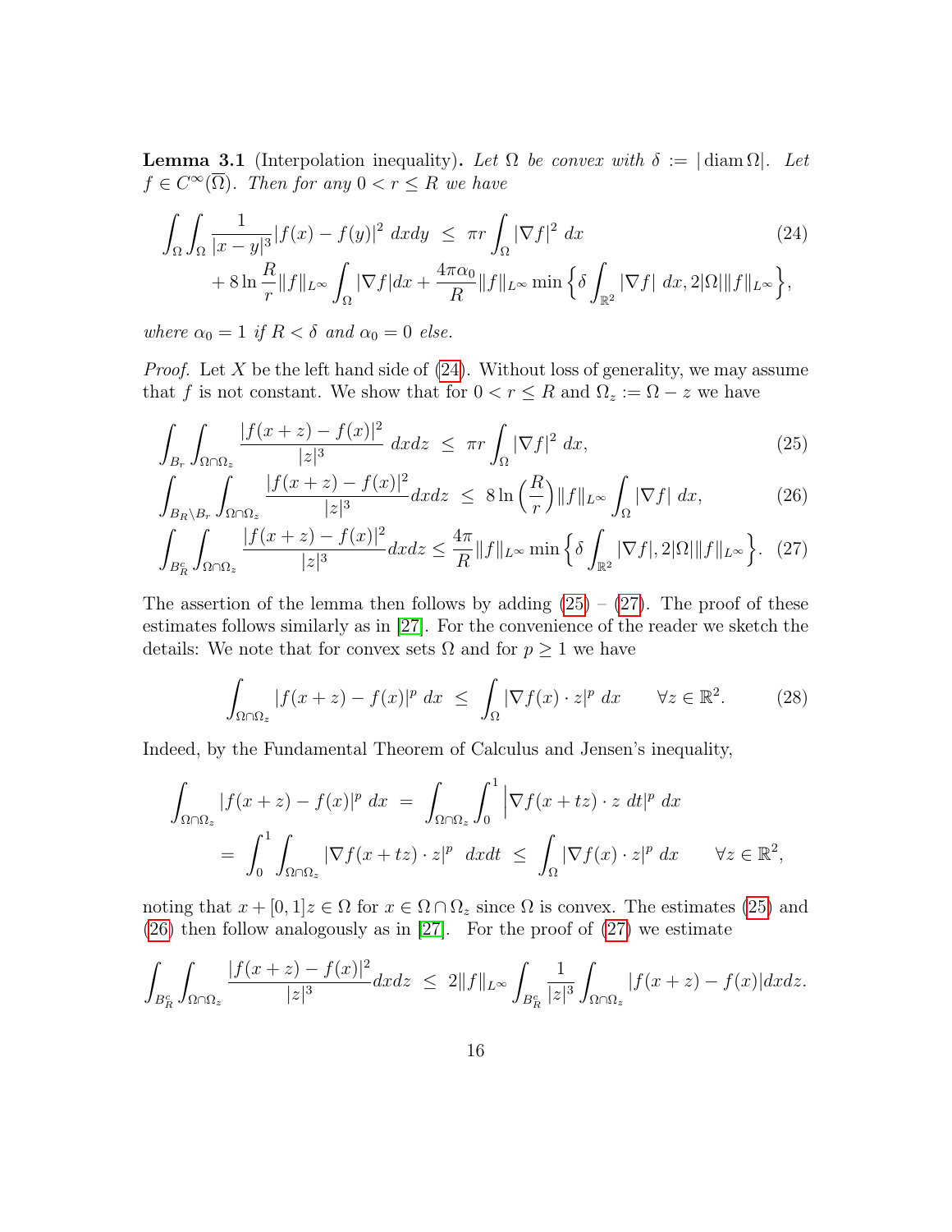**Lemma 3.1** (Interpolation inequality)**.** *Let $\Omega$ be convex with $\delta := |\operatorname{diam}\Omega|$. Let $f \in C^\infty(\overline{\Omega})$. Then for any $0 < r \leq R$ we have*

$$
\begin{aligned}
\int_\Omega \int_\Omega \frac{1}{|x-y|^3} |f(x) - f(y)|^2 \, dxdy \ &\leq \ \pi r \int_\Omega |\nabla f|^2 \, dx \\
&+ 8 \ln \frac{R}{r} \|f\|_{L^\infty} \int_\Omega |\nabla f| dx + \frac{4\pi\alpha_0}{R} \|f\|_{L^\infty} \min\Big\{ \delta \int_{\mathbb{R}^2} |\nabla f| \, dx, 2|\Omega| \|f\|_{L^\infty} \Big\},
\end{aligned} \tag{24}
$$

*where $\alpha_0 = 1$ if $R < \delta$ and $\alpha_0 = 0$ else.*

*Proof.* Let $X$ be the left hand side of (24). Without loss of generality, we may assume that $f$ is not constant. We show that for $0 < r \leq R$ and $\Omega_z := \Omega - z$ we have

$$
\int_{B_r} \int_{\Omega \cap \Omega_z} \frac{|f(x+z) - f(x)|^2}{|z|^3} \, dxdz \ \leq \ \pi r \int_\Omega |\nabla f|^2 \, dx, \tag{25}
$$

$$
\int_{B_R \setminus B_r} \int_{\Omega \cap \Omega_z} \frac{|f(x+z) - f(x)|^2}{|z|^3} dxdz \ \leq \ 8 \ln\Big(\frac{R}{r}\Big) \|f\|_{L^\infty} \int_\Omega |\nabla f| \, dx, \tag{26}
$$

$$
\int_{B_R^c} \int_{\Omega \cap \Omega_z} \frac{|f(x+z) - f(x)|^2}{|z|^3} dxdz \leq \frac{4\pi}{R} \|f\|_{L^\infty} \min\Big\{ \delta \int_{\mathbb{R}^2} |\nabla f|, 2|\Omega| \|f\|_{L^\infty} \Big\}. \tag{27}
$$

The assertion of the lemma then follows by adding (25) – (27). The proof of these estimates follows similarly as in [27]. For the convenience of the reader we sketch the details: We note that for convex sets $\Omega$ and for $p \geq 1$ we have

$$
\int_{\Omega \cap \Omega_z} |f(x+z) - f(x)|^p \, dx \ \leq \ \int_\Omega |\nabla f(x) \cdot z|^p \, dx \qquad \forall z \in \mathbb{R}^2. \tag{28}
$$

Indeed, by the Fundamental Theorem of Calculus and Jensen's inequality,

$$
\begin{aligned}
\int_{\Omega \cap \Omega_z} |f(x+z) - f(x)|^p \, dx \ &= \ \int_{\Omega \cap \Omega_z} \int_0^1 \Big| \nabla f(x + tz) \cdot z \, dt \Big|^p \, dx \\
&= \ \int_0^1 \int_{\Omega \cap \Omega_z} |\nabla f(x+tz) \cdot z|^p \ dxdt \ \leq \ \int_\Omega |\nabla f(x) \cdot z|^p \, dx \qquad \forall z \in \mathbb{R}^2,
\end{aligned}
$$

noting that $x + [0,1]z \in \Omega$ for $x \in \Omega \cap \Omega_z$ since $\Omega$ is convex. The estimates (25) and (26) then follow analogously as in [27]. For the proof of (27) we estimate

$$
\int_{B_R^c} \int_{\Omega \cap \Omega_z} \frac{|f(x+z) - f(x)|^2}{|z|^3} dxdz \ \leq \ 2\|f\|_{L^\infty} \int_{B_R^c} \frac{1}{|z|^3} \int_{\Omega \cap \Omega_z} |f(x+z) - f(x)| dxdz.
$$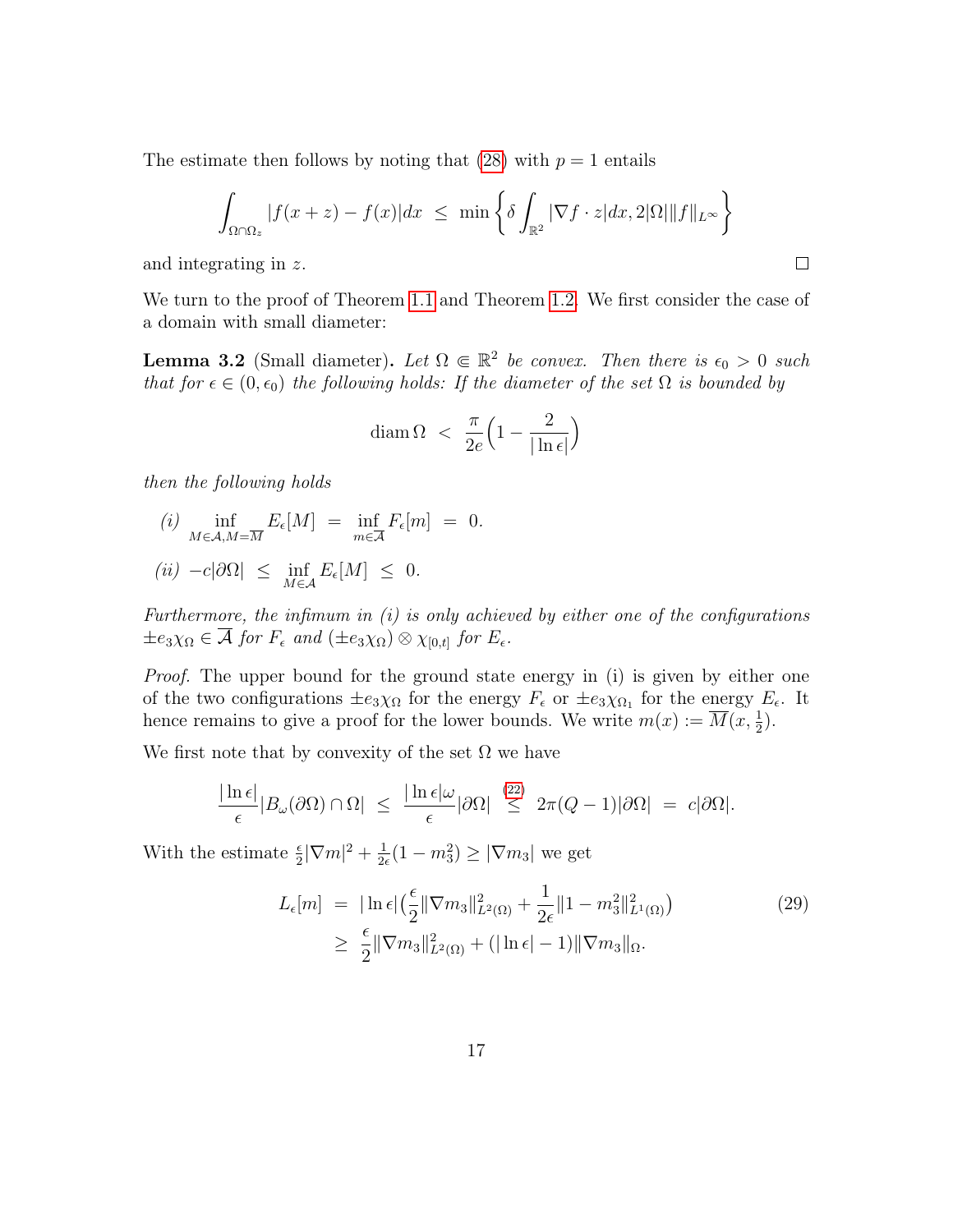The estimate then follows by noting that (28) with $p = 1$ entails

$$\int_{\Omega\cap\Omega_z} |f(x+z) - f(x)|dx \;\le\; \min\left\{\delta \int_{\mathbb{R}^2} |\nabla f \cdot z| dx, 2|\Omega|\|f\|_{L^\infty}\right\}$$

and integrating in $z$. $\square$

We turn to the proof of Theorem 1.1 and Theorem 1.2. We first consider the case of a domain with small diameter:

**Lemma 3.2** (Small diameter)**.** *Let $\Omega \Subset \mathbb{R}^2$ be convex. Then there is $\epsilon_0 > 0$ such that for $\epsilon \in (0, \epsilon_0)$ the following holds: If the diameter of the set $\Omega$ is bounded by*

$$\operatorname{diam}\Omega \;<\; \frac{\pi}{2e}\Big(1 - \frac{2}{|\ln \epsilon|}\Big)$$

*then the following holds*

*(i)* $\inf_{M\in\mathcal{A}, M=\overline{M}} E_\epsilon[M] \;=\; \inf_{m\in\overline{\mathcal{A}}} F_\epsilon[m] \;=\; 0.$

*(ii)* $-c|\partial\Omega| \;\le\; \inf_{M\in\mathcal{A}} E_\epsilon[M] \;\le\; 0.$

*Furthermore, the infimum in (i) is only achieved by either one of the configurations $\pm e_3\chi_\Omega \in \overline{\mathcal{A}}$ for $F_\epsilon$ and $(\pm e_3\chi_\Omega) \otimes \chi_{[0,t]}$ for $E_\epsilon$.*

*Proof.* The upper bound for the ground state energy in (i) is given by either one of the two configurations $\pm e_3\chi_\Omega$ for the energy $F_\epsilon$ or $\pm e_3\chi_{\Omega_1}$ for the energy $E_\epsilon$. It hence remains to give a proof for the lower bounds. We write $m(x) := \overline{M}(x, \frac{1}{2})$.

We first note that by convexity of the set $\Omega$ we have

$$\frac{|\ln \epsilon|}{\epsilon}|B_\omega(\partial\Omega) \cap \Omega| \;\le\; \frac{|\ln \epsilon|\omega}{\epsilon}|\partial\Omega| \;\overset{(22)}{\le}\; 2\pi(Q-1)|\partial\Omega| \;=\; c|\partial\Omega|.$$

With the estimate $\frac{\epsilon}{2}|\nabla m|^2 + \frac{1}{2\epsilon}(1 - m_3^2) \ge |\nabla m_3|$ we get

$$\begin{aligned} L_\epsilon[m] \;&=\; |\ln \epsilon|\big(\frac{\epsilon}{2}\|\nabla m_3\|^2_{L^2(\Omega)} + \frac{1}{2\epsilon}\|1 - m_3^2\|^2_{L^1(\Omega)}\big) \\ &\ge\; \frac{\epsilon}{2}\|\nabla m_3\|^2_{L^2(\Omega)} + (|\ln \epsilon| - 1)\|\nabla m_3\|_\Omega. \end{aligned} \tag{29}$$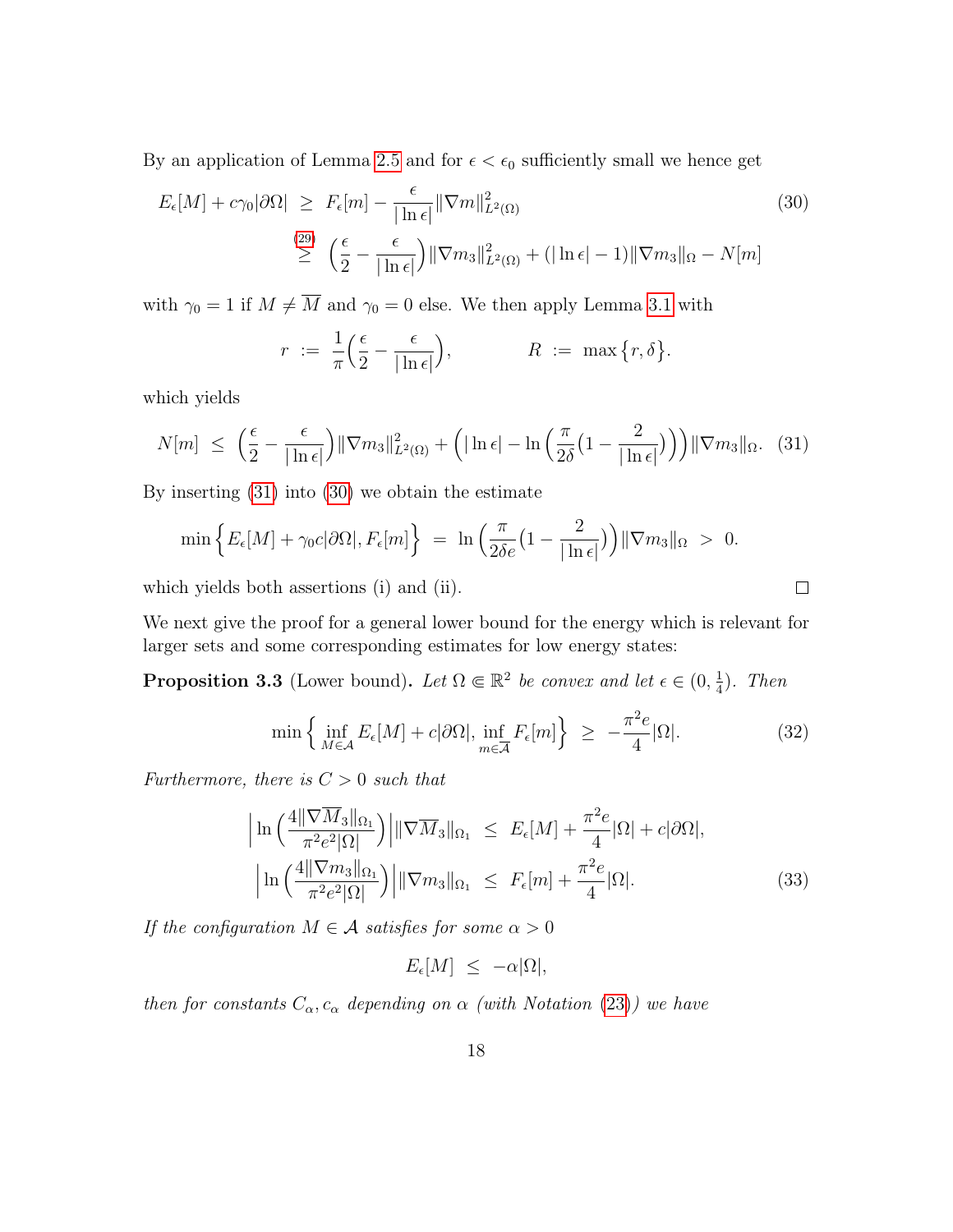By an application of Lemma 2.5 and for $\epsilon < \epsilon_0$ sufficiently small we hence get

$$
\begin{aligned}
E_\epsilon[M] + c\gamma_0|\partial\Omega| \ &\geq \ F_\epsilon[m] - \frac{\epsilon}{|\ln\epsilon|}\|\nabla m\|^2_{L^2(\Omega)} \\
&\overset{(29)}{\geq} \ \Big(\frac{\epsilon}{2} - \frac{\epsilon}{|\ln\epsilon|}\Big)\|\nabla m_3\|^2_{L^2(\Omega)} + (|\ln\epsilon| - 1)\|\nabla m_3\|_\Omega - N[m]
\end{aligned} \tag{30}
$$

with $\gamma_0 = 1$ if $M \neq \overline{M}$ and $\gamma_0 = 0$ else. We then apply Lemma 3.1 with

$$
r \ := \ \frac{1}{\pi}\Big(\frac{\epsilon}{2} - \frac{\epsilon}{|\ln\epsilon|}\Big), \qquad\qquad R \ := \ \max\big\{r, \delta\big\}.
$$

which yields

$$
N[m] \ \leq \ \Big(\frac{\epsilon}{2} - \frac{\epsilon}{|\ln\epsilon|}\Big)\|\nabla m_3\|^2_{L^2(\Omega)} + \Big(|\ln\epsilon| - \ln\Big(\frac{\pi}{2\delta}\big(1 - \frac{2}{|\ln\epsilon|}\big)\Big)\Big)\|\nabla m_3\|_\Omega. \tag{31}
$$

By inserting (31) into (30) we obtain the estimate

$$
\min\Big\{E_\epsilon[M] + \gamma_0 c|\partial\Omega|, F_\epsilon[m]\Big\} \ = \ \ln\Big(\frac{\pi}{2\delta e}\big(1 - \frac{2}{|\ln\epsilon|}\big)\Big)\|\nabla m_3\|_\Omega \ > \ 0.
$$

which yields both assertions (i) and (ii). □

We next give the proof for a general lower bound for the energy which is relevant for larger sets and some corresponding estimates for low energy states:

**Proposition 3.3** (Lower bound). *Let $\Omega \Subset \mathbb{R}^2$ be convex and let $\epsilon \in (0, \frac{1}{4})$. Then*

$$
\min\Big\{\inf_{M\in\mathcal{A}} E_\epsilon[M] + c|\partial\Omega|, \inf_{m\in\overline{\mathcal{A}}} F_\epsilon[m]\Big\} \ \geq \ -\frac{\pi^2 e}{4}|\Omega|. \tag{32}
$$

*Furthermore, there is $C > 0$ such that*

$$
\begin{aligned}
\Big|\ln\Big(\frac{4\|\nabla\overline{M}_3\|_{\Omega_1}}{\pi^2 e^2|\Omega|}\Big)\Big|\|\nabla\overline{M}_3\|_{\Omega_1} \ &\leq \ E_\epsilon[M] + \frac{\pi^2 e}{4}|\Omega| + c|\partial\Omega|, \\
\Big|\ln\Big(\frac{4\|\nabla m_3\|_{\Omega_1}}{\pi^2 e^2|\Omega|}\Big)\Big|\|\nabla m_3\|_{\Omega_1} \ &\leq \ F_\epsilon[m] + \frac{\pi^2 e}{4}|\Omega|.
\end{aligned} \tag{33}
$$

*If the configuration $M \in \mathcal{A}$ satisfies for some $\alpha > 0$*

$$
E_\epsilon[M] \ \leq \ -\alpha|\Omega|,
$$

*then for constants $C_\alpha, c_\alpha$ depending on $\alpha$ (with Notation (23)) we have*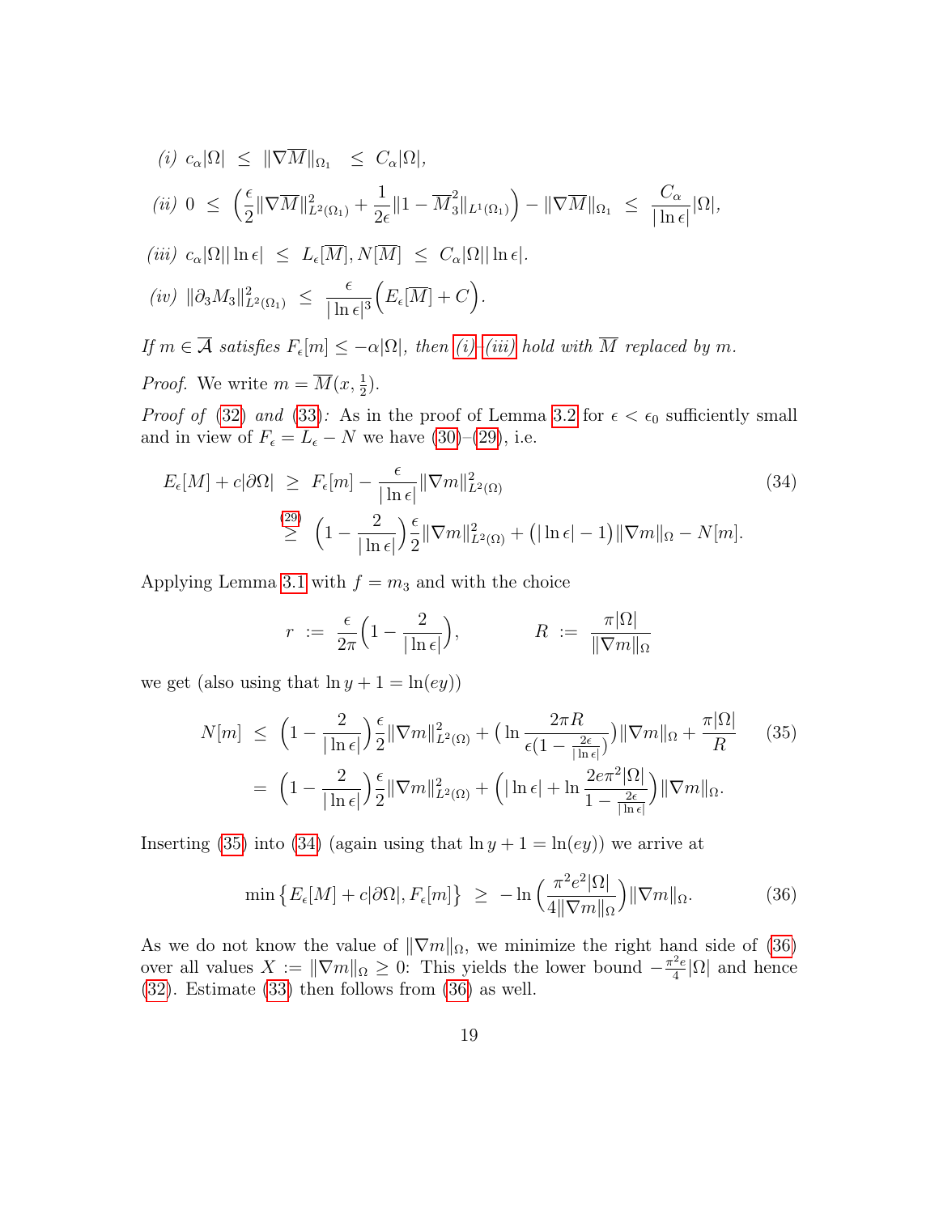*(i)* $c_\alpha|\Omega| \ \leq \ \|\nabla\overline{M}\|_{\Omega_1} \ \ \leq \ C_\alpha|\Omega|$,

*(ii)* $0 \ \leq \ \Big(\frac{\epsilon}{2}\|\nabla\overline{M}\|^2_{L^2(\Omega_1)} + \frac{1}{2\epsilon}\|1-\overline{M}_3^2\|_{L^1(\Omega_1)}\Big) - \|\nabla\overline{M}\|_{\Omega_1} \ \leq \ \frac{C_\alpha}{|\ln\epsilon|}|\Omega|$,

*(iii)* $c_\alpha|\Omega||\ln\epsilon| \ \leq \ L_\epsilon[\overline{M}], N[\overline{M}] \ \leq \ C_\alpha|\Omega||\ln\epsilon|$.

*(iv)* $\|\partial_3 M_3\|^2_{L^2(\Omega_1)} \ \leq \ \frac{\epsilon}{|\ln\epsilon|^3}\Big(E_\epsilon[\overline{M}] + C\Big)$.

*If $m \in \overline{\mathcal{A}}$ satisfies $F_\epsilon[m] \leq -\alpha|\Omega|$, then (i)–(iii) hold with $\overline{M}$ replaced by $m$.*

*Proof.* We write $m = \overline{M}(x, \frac{1}{2})$.

*Proof of* (32) *and* (33)*:* As in the proof of Lemma 3.2 for $\epsilon < \epsilon_0$ sufficiently small and in view of $F_\epsilon = L_\epsilon - N$ we have (30)–(29), i.e.

$$
\begin{aligned}
E_\epsilon[M] + c|\partial\Omega| \ &\geq \ F_\epsilon[m] - \frac{\epsilon}{|\ln\epsilon|}\|\nabla m\|^2_{L^2(\Omega)} \\
&\overset{(29)}{\geq} \ \Big(1 - \frac{2}{|\ln\epsilon|}\Big)\frac{\epsilon}{2}\|\nabla m\|^2_{L^2(\Omega)} + \big(|\ln\epsilon| - 1\big)\|\nabla m\|_\Omega - N[m].
\end{aligned} \tag{34}
$$

Applying Lemma 3.1 with $f = m_3$ and with the choice

$$
r \ := \ \frac{\epsilon}{2\pi}\Big(1 - \frac{2}{|\ln\epsilon|}\Big), \qquad\qquad R \ := \ \frac{\pi|\Omega|}{\|\nabla m\|_\Omega}
$$

we get (also using that $\ln y + 1 = \ln(ey)$)

$$
\begin{aligned}
N[m] \ &\leq \ \Big(1 - \frac{2}{|\ln\epsilon|}\Big)\frac{\epsilon}{2}\|\nabla m\|^2_{L^2(\Omega)} + \big(\ln\frac{2\pi R}{\epsilon(1-\frac{2\epsilon}{|\ln\epsilon|})}\big)\|\nabla m\|_\Omega + \frac{\pi|\Omega|}{R} \\
&= \ \Big(1 - \frac{2}{|\ln\epsilon|}\Big)\frac{\epsilon}{2}\|\nabla m\|^2_{L^2(\Omega)} + \Big(|\ln\epsilon| + \ln\frac{2e\pi^2|\Omega|}{1-\frac{2\epsilon}{|\ln\epsilon|}}\Big)\|\nabla m\|_\Omega.
\end{aligned} \tag{35}
$$

Inserting (35) into (34) (again using that $\ln y + 1 = \ln(ey)$) we arrive at

$$
\min\big\{E_\epsilon[M] + c|\partial\Omega|, F_\epsilon[m]\big\} \ \geq \ -\ln\Big(\frac{\pi^2 e^2|\Omega|}{4\|\nabla m\|_\Omega}\Big)\|\nabla m\|_\Omega. \tag{36}
$$

As we do not know the value of $\|\nabla m\|_\Omega$, we minimize the right hand side of (36) over all values $X := \|\nabla m\|_\Omega \geq 0$: This yields the lower bound $-\frac{\pi^2 e}{4}|\Omega|$ and hence (32). Estimate (33) then follows from (36) as well.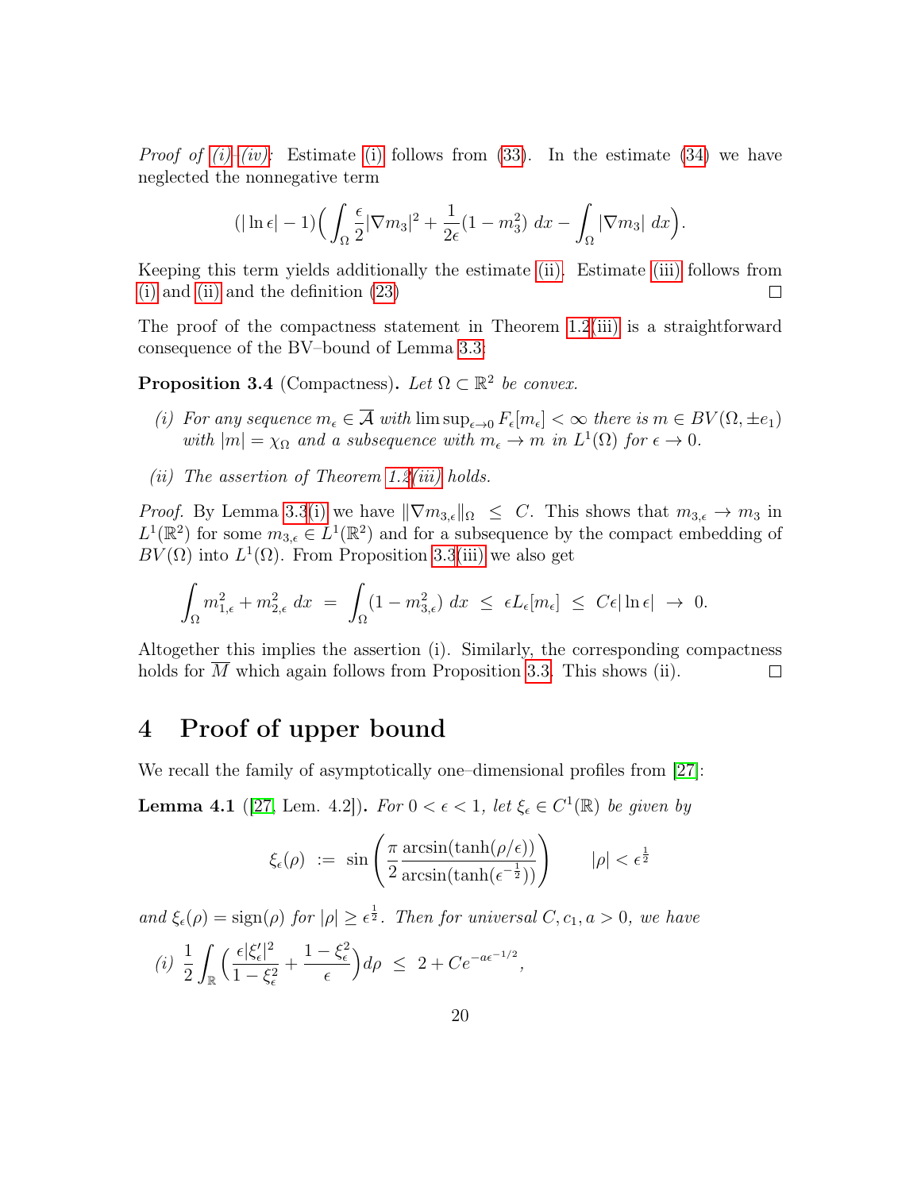*Proof of (i)–(iv):* Estimate (i) follows from (33). In the estimate (34) we have neglected the nonnegative term

$$(|\ln\epsilon| - 1)\Big(\int_\Omega \frac{\epsilon}{2}|\nabla m_3|^2 + \frac{1}{2\epsilon}(1 - m_3^2)\ dx - \int_\Omega |\nabla m_3|\ dx\Big).$$

Keeping this term yields additionally the estimate (ii). Estimate (iii) follows from (i) and (ii) and the definition (23) $\square$

The proof of the compactness statement in Theorem 1.2(iii) is a straightforward consequence of the BV–bound of Lemma 3.3:

**Proposition 3.4** (Compactness)**.** *Let $\Omega \subset \mathbb{R}^2$ be convex.*

*(i) For any sequence $m_\epsilon \in \overline{\mathcal{A}}$ with $\limsup_{\epsilon\to 0} F_\epsilon[m_\epsilon] < \infty$ there is $m \in BV(\Omega, \pm e_1)$ with $|m| = \chi_\Omega$ and a subsequence with $m_\epsilon \to m$ in $L^1(\Omega)$ for $\epsilon \to 0$.*

*(ii) The assertion of Theorem 1.2(iii) holds.*

*Proof.* By Lemma 3.3(i) we have $\|\nabla m_{3,\epsilon}\|_\Omega \ \le\ C$. This shows that $m_{3,\epsilon} \to m_3$ in $L^1(\mathbb{R}^2)$ for some $m_{3,\epsilon} \in L^1(\mathbb{R}^2)$ and for a subsequence by the compact embedding of $BV(\Omega)$ into $L^1(\Omega)$. From Proposition 3.3(iii) we also get

$$\int_\Omega m_{1,\epsilon}^2 + m_{2,\epsilon}^2\ dx \ = \ \int_\Omega (1 - m_{3,\epsilon}^2)\ dx \ \le\ \epsilon L_\epsilon[m_\epsilon] \ \le\ C\epsilon|\ln\epsilon| \ \to\ 0.$$

Altogether this implies the assertion (i). Similarly, the corresponding compactness holds for $\overline{M}$ which again follows from Proposition 3.3. This shows (ii). $\square$

# 4 Proof of upper bound

We recall the family of asymptotically one–dimensional profiles from [27]:

**Lemma 4.1** ([27, Lem. 4.2])**.** *For $0 < \epsilon < 1$, let $\xi_\epsilon \in C^1(\mathbb{R})$ be given by*

$$\xi_\epsilon(\rho) \ := \ \sin\left(\frac{\pi}{2}\frac{\arcsin(\tanh(\rho/\epsilon))}{\arcsin(\tanh(\epsilon^{-\frac{1}{2}}))}\right) \qquad |\rho| < \epsilon^{\frac{1}{2}}$$

*and $\xi_\epsilon(\rho) = \operatorname{sign}(\rho)$ for $|\rho| \ge \epsilon^{\frac{1}{2}}$. Then for universal $C, c_1, a > 0$, we have*

*(i)* $\displaystyle \frac{1}{2}\int_{\mathbb{R}} \Big(\frac{\epsilon|\xi_\epsilon'|^2}{1 - \xi_\epsilon^2} + \frac{1 - \xi_\epsilon^2}{\epsilon}\Big) d\rho \ \le\ 2 + Ce^{-a\epsilon^{-1/2}},$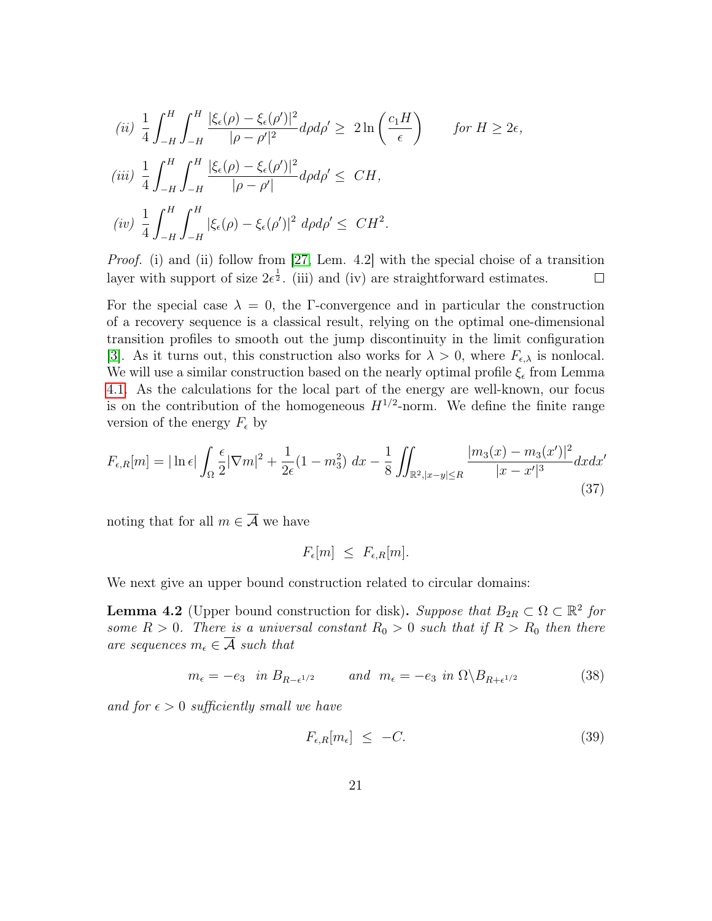*(ii)* $\displaystyle \frac{1}{4}\int_{-H}^{H}\int_{-H}^{H}\frac{|\xi_\epsilon(\rho)-\xi_\epsilon(\rho')|^2}{|\rho-\rho'|^2}d\rho d\rho' \geq\ 2\ln\left(\frac{c_1 H}{\epsilon}\right) \qquad \textit{for } H\geq 2\epsilon,$

*(iii)* $\displaystyle \frac{1}{4}\int_{-H}^{H}\int_{-H}^{H}\frac{|\xi_\epsilon(\rho)-\xi_\epsilon(\rho')|^2}{|\rho-\rho'|}d\rho d\rho' \leq\ CH,$

*(iv)* $\displaystyle \frac{1}{4}\int_{-H}^{H}\int_{-H}^{H}|\xi_\epsilon(\rho)-\xi_\epsilon(\rho')|^2\ d\rho d\rho' \leq\ CH^2.$

*Proof.* (i) and (ii) follow from [27, Lem. 4.2] with the special choise of a transition layer with support of size $2\epsilon^{\frac{1}{2}}$. (iii) and (iv) are straightforward estimates. ☐

For the special case $\lambda = 0$, the $\Gamma$-convergence and in particular the construction of a recovery sequence is a classical result, relying on the optimal one-dimensional transition profiles to smooth out the jump discontinuity in the limit configuration [3]. As it turns out, this construction also works for $\lambda > 0$, where $F_{\epsilon,\lambda}$ is nonlocal. We will use a similar construction based on the nearly optimal profile $\xi_\epsilon$ from Lemma 4.1. As the calculations for the local part of the energy are well-known, our focus is on the contribution of the homogeneous $H^{1/2}$-norm. We define the finite range version of the energy $F_\epsilon$ by

$$F_{\epsilon,R}[m] = |\ln\epsilon|\int_\Omega \frac{\epsilon}{2}|\nabla m|^2+\frac{1}{2\epsilon}(1-m_3^2)\ dx - \frac{1}{8}\iint_{\mathbb{R}^2,|x-y|\leq R}\frac{|m_3(x)-m_3(x')|^2}{|x-x'|^3}dxdx' \tag{37}$$

noting that for all $m\in\overline{\mathcal{A}}$ we have

$$F_\epsilon[m]\ \leq\ F_{\epsilon,R}[m].$$

We next give an upper bound construction related to circular domains:

**Lemma 4.2** (Upper bound construction for disk)**.** *Suppose that $B_{2R}\subset\Omega\subset\mathbb{R}^2$ for some $R>0$. There is a universal constant $R_0>0$ such that if $R>R_0$ then there are sequences $m_\epsilon\in\overline{\mathcal{A}}$ such that*

$$m_\epsilon = -e_3 \ \text{ in } B_{R-\epsilon^{1/2}} \qquad \text{and} \ \ m_\epsilon = -e_3 \ \text{in } \Omega\backslash B_{R+\epsilon^{1/2}} \tag{38}$$

*and for $\epsilon>0$ sufficiently small we have*

$$F_{\epsilon,R}[m_\epsilon]\ \leq\ -C. \tag{39}$$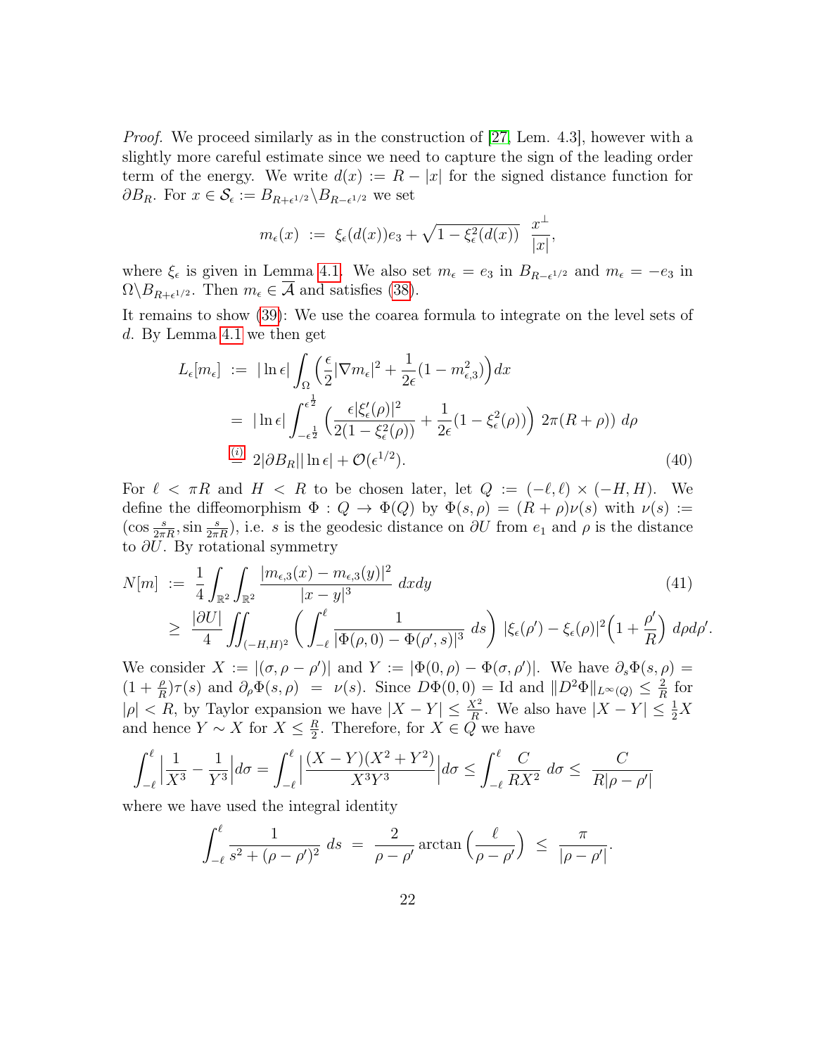*Proof.* We proceed similarly as in the construction of [27, Lem. 4.3], however with a slightly more careful estimate since we need to capture the sign of the leading order term of the energy. We write $d(x) := R - |x|$ for the signed distance function for $\partial B_R$. For $x \in \mathcal{S}_\epsilon := B_{R+\epsilon^{1/2}} \backslash B_{R-\epsilon^{1/2}}$ we set

$$
m_\epsilon(x) \ := \ \xi_\epsilon(d(x)) e_3 + \sqrt{1 - \xi_\epsilon^2(d(x))} \ \ \frac{x^\perp}{|x|},
$$

where $\xi_\epsilon$ is given in Lemma 4.1. We also set $m_\epsilon = e_3$ in $B_{R-\epsilon^{1/2}}$ and $m_\epsilon = -e_3$ in $\Omega \backslash B_{R+\epsilon^{1/2}}$. Then $m_\epsilon \in \overline{\mathcal{A}}$ and satisfies (38).

It remains to show (39): We use the coarea formula to integrate on the level sets of $d$. By Lemma 4.1 we then get

$$
\begin{aligned}
L_\epsilon[m_\epsilon] \ &:= \ |\ln \epsilon| \int_\Omega \Big( \frac{\epsilon}{2} |\nabla m_\epsilon|^2 + \frac{1}{2\epsilon}(1 - m_{\epsilon,3}^2) \Big) dx \\
&= \ |\ln \epsilon| \int_{-\epsilon^{\frac12}}^{\epsilon^{\frac12}} \Big( \frac{\epsilon |\xi_\epsilon'(\rho)|^2}{2(1-\xi_\epsilon^2(\rho))} + \frac{1}{2\epsilon}(1 - \xi_\epsilon^2(\rho)) \Big) \ 2\pi(R+\rho)) \ d\rho \\
&\overset{(i)}{=} \ 2|\partial B_R| |\ln \epsilon| + \mathcal{O}(\epsilon^{1/2}).
\end{aligned} \tag{40}
$$

For $\ell < \pi R$ and $H < R$ to be chosen later, let $Q := (-\ell, \ell) \times (-H, H)$. We define the diffeomorphism $\Phi : Q \to \Phi(Q)$ by $\Phi(s, \rho) = (R + \rho)\nu(s)$ with $\nu(s) := (\cos \frac{s}{2\pi R}, \sin \frac{s}{2\pi R})$, i.e. $s$ is the geodesic distance on $\partial U$ from $e_1$ and $\rho$ is the distance to $\partial U$. By rotational symmetry

$$
\begin{aligned}
N[m] \ &:= \ \frac{1}{4} \int_{\mathbb{R}^2} \int_{\mathbb{R}^2} \frac{|m_{\epsilon,3}(x) - m_{\epsilon,3}(y)|^2}{|x-y|^3} \ dx dy \\
&\geq \ \frac{|\partial U|}{4} \iint_{(-H,H)^2} \Big( \int_{-\ell}^{\ell} \frac{1}{|\Phi(\rho, 0) - \Phi(\rho', s)|^3} \ ds \Big) \ |\xi_\epsilon(\rho') - \xi_\epsilon(\rho)|^2 \Big( 1 + \frac{\rho'}{R} \Big) \ d\rho d\rho'.
\end{aligned} \tag{41}
$$

We consider $X := |(\sigma, \rho - \rho')|$ and $Y := |\Phi(0, \rho) - \Phi(\sigma, \rho')|$. We have $\partial_s \Phi(s, \rho) = (1 + \frac{\rho}{R})\tau(s)$ and $\partial_\rho \Phi(s, \rho) \ = \ \nu(s)$. Since $D\Phi(0, 0) = \mathrm{Id}$ and $\|D^2 \Phi\|_{L^\infty(Q)} \leq \frac{2}{R}$ for $|\rho| < R$, by Taylor expansion we have $|X - Y| \leq \frac{X^2}{R}$. We also have $|X - Y| \leq \frac{1}{2} X$ and hence $Y \sim X$ for $X \leq \frac{R}{2}$. Therefore, for $X \in Q$ we have

$$
\int_{-\ell}^{\ell} \Big| \frac{1}{X^3} - \frac{1}{Y^3} \Big| d\sigma = \int_{-\ell}^{\ell} \Big| \frac{(X - Y)(X^2 + Y^2)}{X^3 Y^3} \Big| d\sigma \leq \int_{-\ell}^{\ell} \frac{C}{R X^2} \ d\sigma \leq \ \frac{C}{R |\rho - \rho'|}
$$

where we have used the integral identity

$$
\int_{-\ell}^{\ell} \frac{1}{s^2 + (\rho - \rho')^2} \ ds \ = \ \frac{2}{\rho - \rho'} \arctan \Big( \frac{\ell}{\rho - \rho'} \Big) \ \leq \ \frac{\pi}{|\rho - \rho'|}.
$$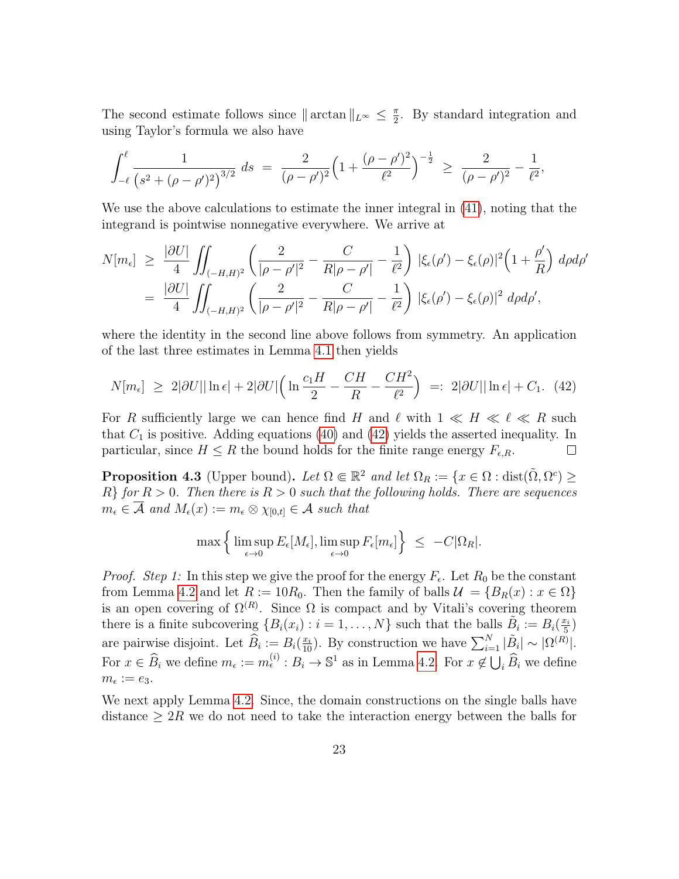The second estimate follows since $\| \arctan \|_{L^\infty} \leq \frac{\pi}{2}$. By standard integration and using Taylor's formula we also have

$$\int_{-\ell}^{\ell} \frac{1}{\left(s^2 + (\rho - \rho')^2\right)^{3/2}} \, ds \;=\; \frac{2}{(\rho - \rho')^2} \Big( 1 + \frac{(\rho - \rho')^2}{\ell^2} \Big)^{-\frac{1}{2}} \;\geq\; \frac{2}{(\rho - \rho')^2} - \frac{1}{\ell^2},$$

We use the above calculations to estimate the inner integral in (41), noting that the integrand is pointwise nonnegative everywhere. We arrive at

$$\begin{aligned} N[m_\epsilon] \;&\geq\; \frac{|\partial U|}{4} \iint_{(-H,H)^2} \left( \frac{2}{|\rho - \rho'|^2} - \frac{C}{R|\rho - \rho'|} - \frac{1}{\ell^2} \right) |\xi_\epsilon(\rho') - \xi_\epsilon(\rho)|^2 \Big( 1 + \frac{\rho'}{R} \Big) \, d\rho d\rho' \\ &=\; \frac{|\partial U|}{4} \iint_{(-H,H)^2} \left( \frac{2}{|\rho - \rho'|^2} - \frac{C}{R|\rho - \rho'|} - \frac{1}{\ell^2} \right) |\xi_\epsilon(\rho') - \xi_\epsilon(\rho)|^2 \, d\rho d\rho', \end{aligned}$$

where the identity in the second line above follows from symmetry. An application of the last three estimates in Lemma 4.1 then yields

$$N[m_\epsilon] \;\geq\; 2|\partial U| |\ln \epsilon| + 2|\partial U| \Big( \ln \frac{c_1 H}{2} - \frac{CH}{R} - \frac{CH^2}{\ell^2} \Big) \;=:\; 2|\partial U||\ln \epsilon| + C_1. \quad (42)$$

For $R$ sufficiently large we can hence find $H$ and $\ell$ with $1 \ll H \ll \ell \ll R$ such that $C_1$ is positive. Adding equations (40) and (42) yields the asserted inequality. In particular, since $H \leq R$ the bound holds for the finite range energy $F_{\epsilon,R}$. ∎

**Proposition 4.3** (Upper bound)**.** *Let $\Omega \Subset \mathbb{R}^2$ and let $\Omega_R := \{x \in \Omega : \operatorname{dist}(\tilde{\Omega}, \Omega^c) \geq R\}$ for $R > 0$. Then there is $R > 0$ such that the following holds. There are sequences $m_\epsilon \in \overline{\mathcal{A}}$ and $M_\epsilon(x) := m_\epsilon \otimes \chi_{[0,t]} \in \mathcal{A}$ such that*

$$\max \Big\{ \limsup_{\epsilon \to 0} E_\epsilon[M_\epsilon], \limsup_{\epsilon \to 0} F_\epsilon[m_\epsilon] \Big\} \;\leq\; -C|\Omega_R|.$$

*Proof. Step 1:* In this step we give the proof for the energy $F_\epsilon$. Let $R_0$ be the constant from Lemma 4.2 and let $R := 10R_0$. Then the family of balls $\mathcal{U} = \{B_R(x) : x \in \Omega\}$ is an open covering of $\Omega^{(R)}$. Since $\Omega$ is compact and by Vitali's covering theorem there is a finite subcovering $\{B_i(x_i) : i = 1, \ldots, N\}$ such that the balls $\tilde{B}_i := B_i(\frac{x_i}{5})$ are pairwise disjoint. Let $\widehat{B}_i := B_i(\frac{x_i}{10})$. By construction we have $\sum_{i=1}^N |\tilde{B}_i| \sim |\Omega^{(R)}|$. For $x \in \widehat{B}_i$ we define $m_\epsilon := m_\epsilon^{(i)} : B_i \to \mathbb{S}^1$ as in Lemma 4.2. For $x \notin \bigcup_i \widehat{B}_i$ we define $m_\epsilon := e_3$.

We next apply Lemma 4.2. Since, the domain constructions on the single balls have distance $\geq 2R$ we do not need to take the interaction energy between the balls for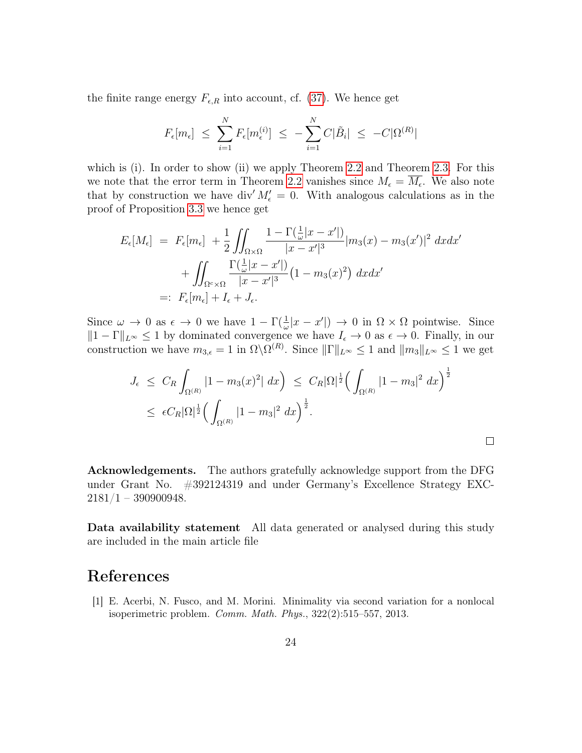the finite range energy $F_{\epsilon,R}$ into account, cf. (37). We hence get

$$F_\epsilon[m_\epsilon] \ \le \ \sum_{i=1}^N F_\epsilon[m_\epsilon^{(i)}] \ \le \ -\sum_{i=1}^N C|\tilde{B}_i| \ \le \ -C|\Omega^{(R)}|$$

which is (i). In order to show (ii) we apply Theorem 2.2 and Theorem 2.3. For this we note that the error term in Theorem 2.2 vanishes since $M_\epsilon = \overline{M}_\epsilon$. We also note that by construction we have $\operatorname{div}' M_\epsilon' = 0$. With analogous calculations as in the proof of Proposition 3.3 we hence get

$$\begin{aligned}
E_\epsilon[M_\epsilon] \ &= \ F_\epsilon[m_\epsilon] \ + \frac{1}{2} \iint_{\Omega\times\Omega} \frac{1-\Gamma(\frac{1}{\omega}|x-x'|)}{|x-x'|^3} |m_3(x) - m_3(x')|^2 \ dxdx' \\
&\quad + \iint_{\Omega^c\times\Omega} \frac{\Gamma(\frac{1}{\omega}|x-x'|)}{|x-x'|^3} \big(1 - m_3(x)^2\big) \ dxdx' \\
&=: \ F_\epsilon[m_\epsilon] + I_\epsilon + J_\epsilon.
\end{aligned}$$

Since $\omega \to 0$ as $\epsilon \to 0$ we have $1 - \Gamma(\frac{1}{\omega}|x-x'|) \to 0$ in $\Omega \times \Omega$ pointwise. Since $\|1-\Gamma\|_{L^\infty} \le 1$ by dominated convergence we have $I_\epsilon \to 0$ as $\epsilon \to 0$. Finally, in our construction we have $m_{3,\epsilon} = 1$ in $\Omega \backslash \Omega^{(R)}$. Since $\|\Gamma\|_{L^\infty} \le 1$ and $\|m_3\|_{L^\infty} \le 1$ we get

$$\begin{aligned}
J_\epsilon \ &\le \ C_R \int_{\Omega^{(R)}} |1 - m_3(x)^2| \ dx\Big) \ \le \ C_R |\Omega|^{\frac{1}{2}} \Big( \int_{\Omega^{(R)}} |1 - m_3|^2 \ dx \Big)^{\frac{1}{2}} \\
&\le \ \epsilon C_R |\Omega|^{\frac{1}{2}} \Big( \int_{\Omega^{(R)}} |1 - m_3|^2 \ dx \Big)^{\frac{1}{2}}.
\end{aligned}$$

□

**Acknowledgements.** The authors gratefully acknowledge support from the DFG under Grant No. #392124319 and under Germany's Excellence Strategy EXC-2181/1 – 390900948.

**Data availability statement** All data generated or analysed during this study are included in the main article file

# References

[1] E. Acerbi, N. Fusco, and M. Morini. Minimality via second variation for a nonlocal isoperimetric problem. *Comm. Math. Phys.*, 322(2):515–557, 2013.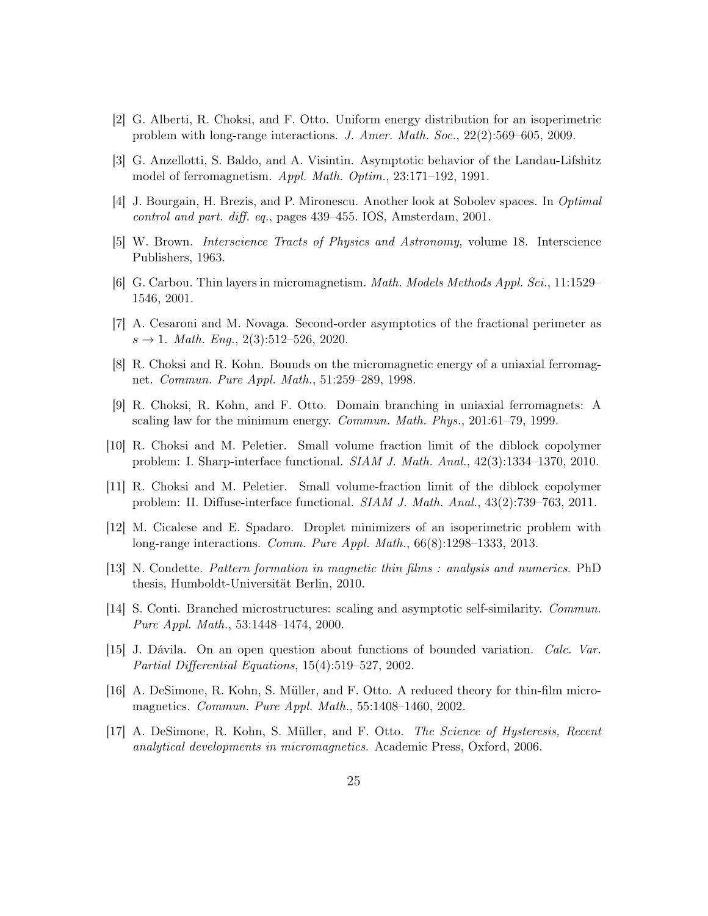[2] G. Alberti, R. Choksi, and F. Otto. Uniform energy distribution for an isoperimetric problem with long-range interactions. *J. Amer. Math. Soc.*, 22(2):569–605, 2009.

[3] G. Anzellotti, S. Baldo, and A. Visintin. Asymptotic behavior of the Landau-Lifshitz model of ferromagnetism. *Appl. Math. Optim.*, 23:171–192, 1991.

[4] J. Bourgain, H. Brezis, and P. Mironescu. Another look at Sobolev spaces. In *Optimal control and part. diff. eq.*, pages 439–455. IOS, Amsterdam, 2001.

[5] W. Brown. *Interscience Tracts of Physics and Astronomy*, volume 18. Interscience Publishers, 1963.

[6] G. Carbou. Thin layers in micromagnetism. *Math. Models Methods Appl. Sci.*, 11:1529–1546, 2001.

[7] A. Cesaroni and M. Novaga. Second-order asymptotics of the fractional perimeter as $s \to 1$. *Math. Eng.*, 2(3):512–526, 2020.

[8] R. Choksi and R. Kohn. Bounds on the micromagnetic energy of a uniaxial ferromagnet. *Commun. Pure Appl. Math.*, 51:259–289, 1998.

[9] R. Choksi, R. Kohn, and F. Otto. Domain branching in uniaxial ferromagnets: A scaling law for the minimum energy. *Commun. Math. Phys.*, 201:61–79, 1999.

[10] R. Choksi and M. Peletier. Small volume fraction limit of the diblock copolymer problem: I. Sharp-interface functional. *SIAM J. Math. Anal.*, 42(3):1334–1370, 2010.

[11] R. Choksi and M. Peletier. Small volume-fraction limit of the diblock copolymer problem: II. Diffuse-interface functional. *SIAM J. Math. Anal.*, 43(2):739–763, 2011.

[12] M. Cicalese and E. Spadaro. Droplet minimizers of an isoperimetric problem with long-range interactions. *Comm. Pure Appl. Math.*, 66(8):1298–1333, 2013.

[13] N. Condette. *Pattern formation in magnetic thin films : analysis and numerics*. PhD thesis, Humboldt-Universität Berlin, 2010.

[14] S. Conti. Branched microstructures: scaling and asymptotic self-similarity. *Commun. Pure Appl. Math.*, 53:1448–1474, 2000.

[15] J. Dávila. On an open question about functions of bounded variation. *Calc. Var. Partial Differential Equations*, 15(4):519–527, 2002.

[16] A. DeSimone, R. Kohn, S. Müller, and F. Otto. A reduced theory for thin-film micromagnetics. *Commun. Pure Appl. Math.*, 55:1408–1460, 2002.

[17] A. DeSimone, R. Kohn, S. Müller, and F. Otto. *The Science of Hysteresis, Recent analytical developments in micromagnetics*. Academic Press, Oxford, 2006.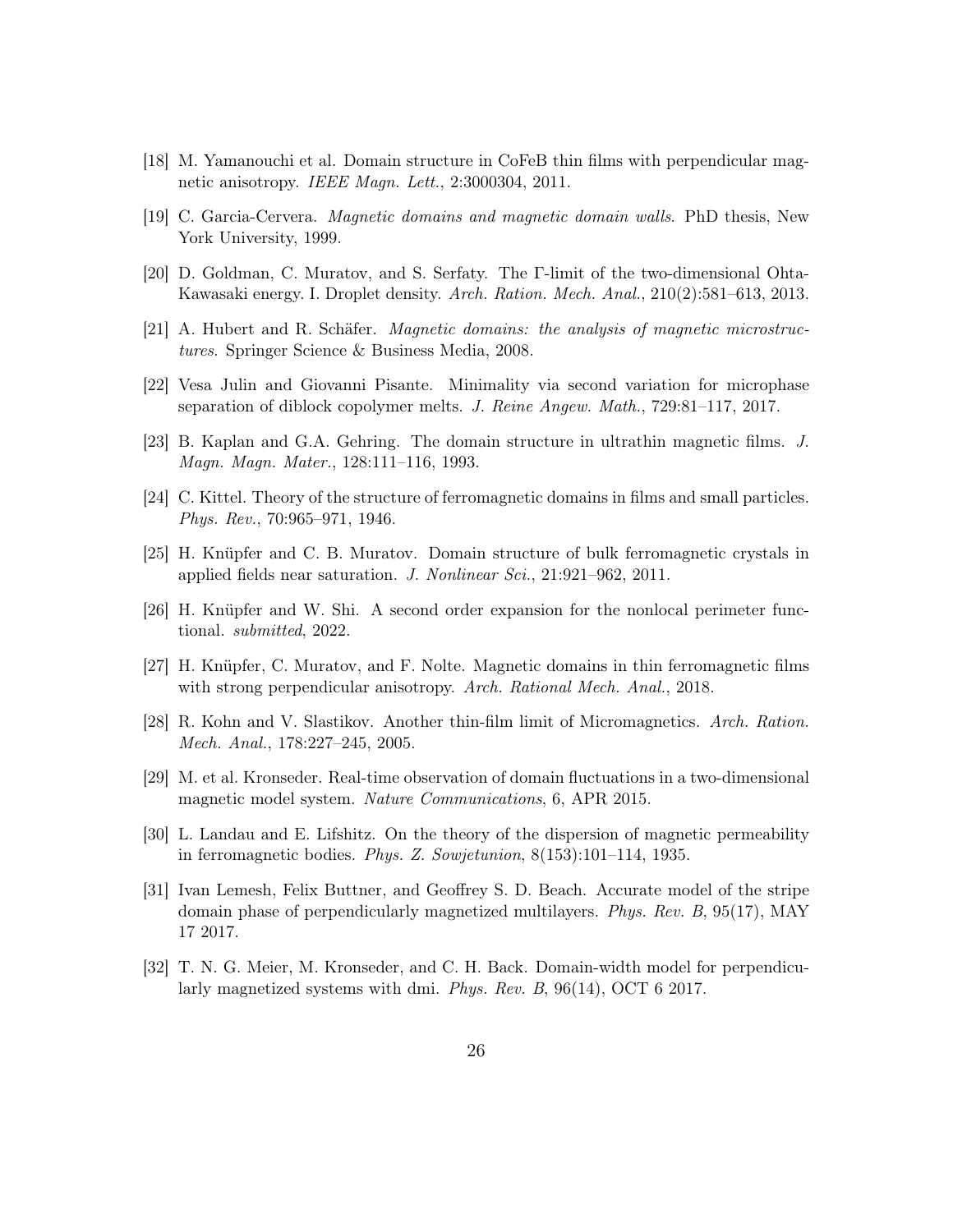[18] M. Yamanouchi et al. Domain structure in CoFeB thin films with perpendicular magnetic anisotropy. *IEEE Magn. Lett.*, 2:3000304, 2011.

[19] C. Garcia-Cervera. *Magnetic domains and magnetic domain walls*. PhD thesis, New York University, 1999.

[20] D. Goldman, C. Muratov, and S. Serfaty. The Γ-limit of the two-dimensional Ohta-Kawasaki energy. I. Droplet density. *Arch. Ration. Mech. Anal.*, 210(2):581–613, 2013.

[21] A. Hubert and R. Schäfer. *Magnetic domains: the analysis of magnetic microstructures*. Springer Science & Business Media, 2008.

[22] Vesa Julin and Giovanni Pisante. Minimality via second variation for microphase separation of diblock copolymer melts. *J. Reine Angew. Math.*, 729:81–117, 2017.

[23] B. Kaplan and G.A. Gehring. The domain structure in ultrathin magnetic films. *J. Magn. Magn. Mater.*, 128:111–116, 1993.

[24] C. Kittel. Theory of the structure of ferromagnetic domains in films and small particles. *Phys. Rev.*, 70:965–971, 1946.

[25] H. Knüpfer and C. B. Muratov. Domain structure of bulk ferromagnetic crystals in applied fields near saturation. *J. Nonlinear Sci.*, 21:921–962, 2011.

[26] H. Knüpfer and W. Shi. A second order expansion for the nonlocal perimeter functional. *submitted*, 2022.

[27] H. Knüpfer, C. Muratov, and F. Nolte. Magnetic domains in thin ferromagnetic films with strong perpendicular anisotropy. *Arch. Rational Mech. Anal.*, 2018.

[28] R. Kohn and V. Slastikov. Another thin-film limit of Micromagnetics. *Arch. Ration. Mech. Anal.*, 178:227–245, 2005.

[29] M. et al. Kronseder. Real-time observation of domain fluctuations in a two-dimensional magnetic model system. *Nature Communications*, 6, APR 2015.

[30] L. Landau and E. Lifshitz. On the theory of the dispersion of magnetic permeability in ferromagnetic bodies. *Phys. Z. Sowjetunion*, 8(153):101–114, 1935.

[31] Ivan Lemesh, Felix Buttner, and Geoffrey S. D. Beach. Accurate model of the stripe domain phase of perpendicularly magnetized multilayers. *Phys. Rev. B*, 95(17), MAY 17 2017.

[32] T. N. G. Meier, M. Kronseder, and C. H. Back. Domain-width model for perpendicularly magnetized systems with dmi. *Phys. Rev. B*, 96(14), OCT 6 2017.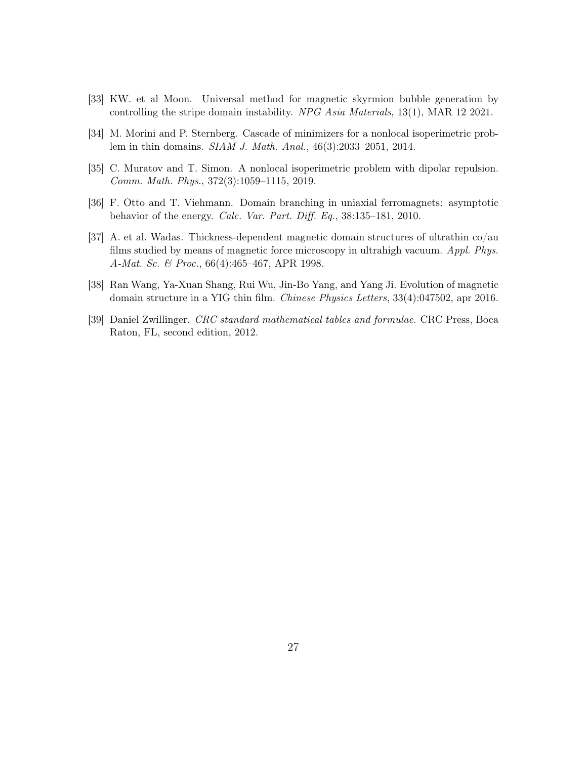[33] KW. et al Moon. Universal method for magnetic skyrmion bubble generation by controlling the stripe domain instability. *NPG Asia Materials*, 13(1), MAR 12 2021.

[34] M. Morini and P. Sternberg. Cascade of minimizers for a nonlocal isoperimetric problem in thin domains. *SIAM J. Math. Anal.*, 46(3):2033–2051, 2014.

[35] C. Muratov and T. Simon. A nonlocal isoperimetric problem with dipolar repulsion. *Comm. Math. Phys.*, 372(3):1059–1115, 2019.

[36] F. Otto and T. Viehmann. Domain branching in uniaxial ferromagnets: asymptotic behavior of the energy. *Calc. Var. Part. Diff. Eq.*, 38:135–181, 2010.

[37] A. et al. Wadas. Thickness-dependent magnetic domain structures of ultrathin co/au films studied by means of magnetic force microscopy in ultrahigh vacuum. *Appl. Phys. A-Mat. Sc. & Proc.*, 66(4):465–467, APR 1998.

[38] Ran Wang, Ya-Xuan Shang, Rui Wu, Jin-Bo Yang, and Yang Ji. Evolution of magnetic domain structure in a YIG thin film. *Chinese Physics Letters*, 33(4):047502, apr 2016.

[39] Daniel Zwillinger. *CRC standard mathematical tables and formulae*. CRC Press, Boca Raton, FL, second edition, 2012.